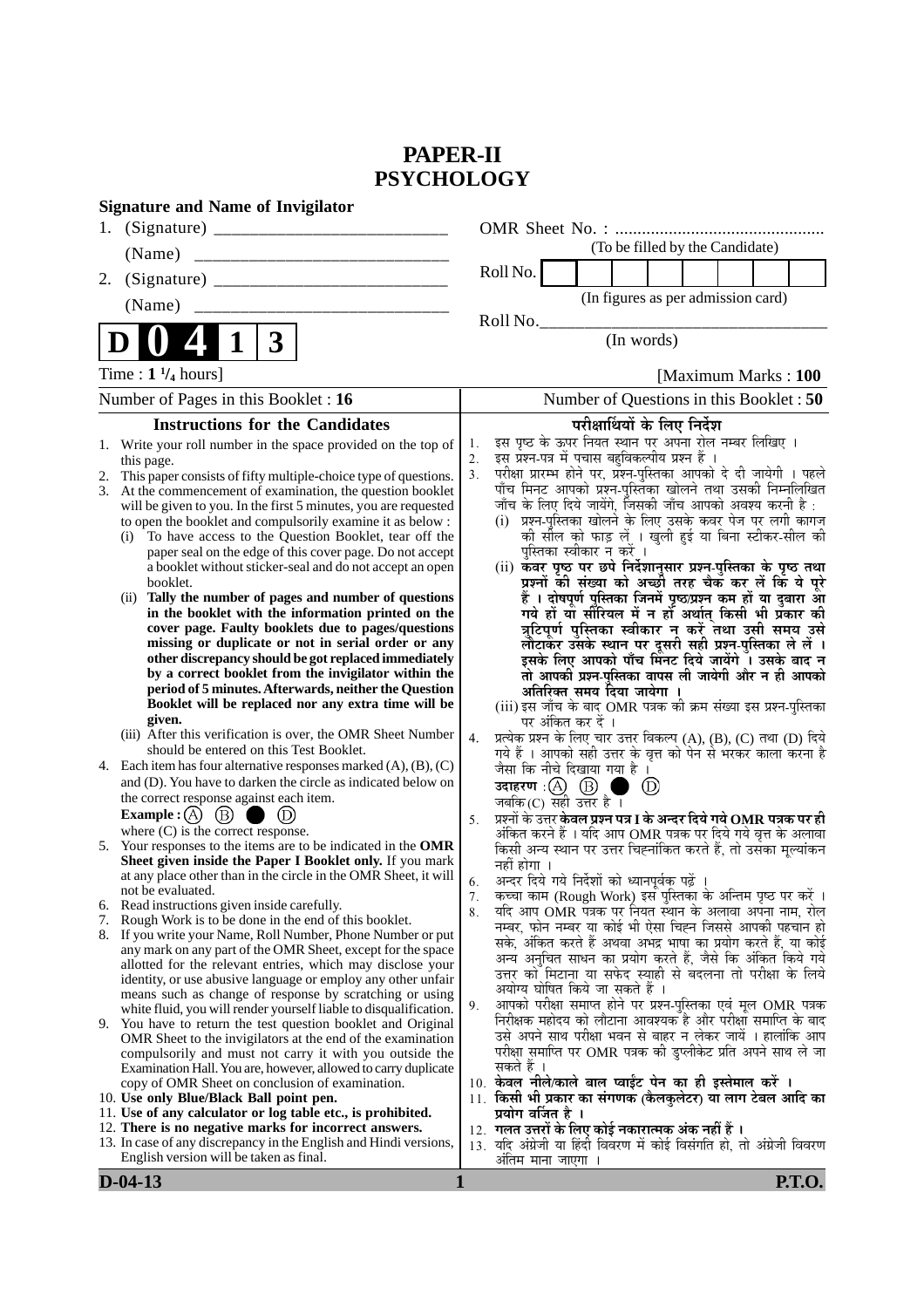# PAPER-II
# PSYCHOLOGY

**Signature and Name of Invigilator**

1. (Signature) \_\_\_\_\_\_\_\_\_\_\_\_\_\_\_\_\_\_\_\_\_\_\_\_\_\_

   (Name) \_\_\_\_\_\_\_\_\_\_\_\_\_\_\_\_\_\_\_\_\_\_\_\_\_\_\_\_\_

2. (Signature) \_\_\_\_\_\_\_\_\_\_\_\_\_\_\_\_\_\_\_\_\_\_\_\_\_\_

   (Name) \_\_\_\_\_\_\_\_\_\_\_\_\_\_\_\_\_\_\_\_\_\_\_\_\_\_\_\_\_

OMR Sheet No. : ...............................................

(To be filled by the Candidate)

Roll No. | | | | | | | | |

(In figures as per admission card)

Roll No.\_\_\_\_\_\_\_\_\_\_\_\_\_\_\_\_\_\_\_\_\_\_\_\_\_\_\_\_\_\_\_\_\_\_

(In words)

**D 0 4 1 3**

Time : **1 ¹/₄ hours**] [Maximum Marks : **100**

Number of Pages in this Booklet : **16** | Number of Questions in this Booklet : **50**

## Instructions for the Candidates

1. Write your roll number in the space provided on the top of this page.
2. This paper consists of fifty multiple-choice type of questions.
3. At the commencement of examination, the question booklet will be given to you. In the first 5 minutes, you are requested to open the booklet and compulsorily examine it as below :
   (i) To have access to the Question Booklet, tear off the paper seal on the edge of this cover page. Do not accept a booklet without sticker-seal and do not accept an open booklet.
   (ii) **Tally the number of pages and number of questions in the booklet with the information printed on the cover page. Faulty booklets due to pages/questions missing or duplicate or not in serial order or any other discrepancy should be got replaced immediately by a correct booklet from the invigilator within the period of 5 minutes. Afterwards, neither the Question Booklet will be replaced nor any extra time will be given.**
   (iii) After this verification is over, the OMR Sheet Number should be entered on this Test Booklet.
4. Each item has four alternative responses marked (A), (B), (C) and (D). You have to darken the circle as indicated below on the correct response against each item.
   **Example :** (A) (B) ● (D)
   where (C) is the correct response.
5. Your responses to the items are to be indicated in the **OMR Sheet given inside the Paper I Booklet only.** If you mark at any place other than in the circle in the OMR Sheet, it will not be evaluated.
6. Read instructions given inside carefully.
7. Rough Work is to be done in the end of this booklet.
8. If you write your Name, Roll Number, Phone Number or put any mark on any part of the OMR Sheet, except for the space allotted for the relevant entries, which may disclose your identity, or use abusive language or employ any other unfair means such as change of response by scratching or using white fluid, you will render yourself liable to disqualification.
9. You have to return the test question booklet and Original OMR Sheet to the invigilators at the end of the examination compulsorily and must not carry it with you outside the Examination Hall. You are, however, allowed to carry duplicate copy of OMR Sheet on conclusion of examination.
10. **Use only Blue/Black Ball point pen.**
11. **Use of any calculator or log table etc., is prohibited.**
12. **There is no negative marks for incorrect answers.**
13. In case of any discrepancy in the English and Hindi versions, English version will be taken as final.

## परीक्षार्थियों के लिए निर्देश

1. इस पृष्ठ के ऊपर नियत स्थान पर अपना रोल नम्बर लिखिए ।
2. इस प्रश्न-पत्र में पचास बहुविकल्पीय प्रश्न हैं ।
3. परीक्षा प्रारम्भ होने पर, प्रश्न-पुस्तिका आपको दे दी जायेगी । पहले पाँच मिनट आपको प्रश्न-पुस्तिका खोलने तथा उसकी निम्नलिखित जाँच के लिए दिये जायेंगे, जिसकी जाँच आपको अवश्य करनी है :
   (i) प्रश्न-पुस्तिका खोलने के लिए उसके कवर पेज पर लगी कागज की सील को फाड़ लें । खुली हुई या बिना स्टीकर-सील की पुस्तिका स्वीकार न करें ।
   (ii) **कवर पृष्ठ पर छपे निर्देशानुसार प्रश्न-पुस्तिका के पृष्ठ तथा प्रश्नों की संख्या को अच्छी तरह चैक कर लें कि ये पूरे हैं । दोषपूर्ण पुस्तिका जिनमें पृष्ठ/प्रश्न कम हों या दुबारा आ गये हों या सीरियल में न हों अर्थात् किसी भी प्रकार की त्रुटिपूर्ण पुस्तिका स्वीकार न करें तथा उसी समय उसे लौटाकर उसके स्थान पर दूसरी सही प्रश्न-पुस्तिका ले लें । इसके लिए आपको पाँच मिनट दिये जायेंगे । उसके बाद न तो आपकी प्रश्न-पुस्तिका वापस ली जायेगी और न ही आपको अतिरिक्त समय दिया जायेगा ।**
   (iii) इस जाँच के बाद OMR पत्रक की क्रम संख्या इस प्रश्न-पुस्तिका पर अंकित कर दें ।
4. प्रत्येक प्रश्न के लिए चार उत्तर विकल्प (A), (B), (C) तथा (D) दिये गये हैं । आपको सही उत्तर के वृत्त को पेन से भरकर काला करना है जैसा कि नीचे दिखाया गया है ।
   **उदाहरण :** (A) (B) ● (D)
   जबकि (C) सही उत्तर है ।
5. प्रश्नों के उत्तर **केवल प्रश्न पत्र I के अन्दर दिये गये OMR पत्रक पर ही** अंकित करने हैं । यदि आप OMR पत्रक पर दिये गये वृत्त के अलावा किसी अन्य स्थान पर उत्तर चिह्नांकित करते हैं, तो उसका मूल्यांकन नहीं होगा ।
6. अन्दर दिये गये निर्देशों को ध्यानपूर्वक पढ़ें ।
7. कच्चा काम (Rough Work) इस पुस्तिका के अन्तिम पृष्ठ पर करें ।
8. यदि आप OMR पत्रक पर नियत स्थान के अलावा अपना नाम, रोल नम्बर, फोन नम्बर या कोई भी ऐसा चिह्न जिससे आपकी पहचान हो सके, अंकित करते हैं अथवा अभद्र भाषा का प्रयोग करते हैं, या कोई अन्य अनुचित साधन का प्रयोग करते हैं, जैसे कि अंकित किये गये उत्तर को मिटाना या सफेद स्याही से बदलना तो परीक्षा के लिये अयोग्य घोषित किये जा सकते हैं ।
9. आपको परीक्षा समाप्त होने पर प्रश्न-पुस्तिका एवं मूल OMR पत्रक निरीक्षक महोदय को लौटाना आवश्यक है और परीक्षा समाप्ति के बाद उसे अपने साथ परीक्षा भवन से बाहर न लेकर जायें । हालांकि आप परीक्षा समाप्ति पर OMR पत्रक की डुप्लीकेट प्रति अपने साथ ले जा सकते हैं ।
10. **केवल नीले/काले बाल प्वाईंट पेन का ही इस्तेमाल करें ।**
11. **किसी भी प्रकार का संगणक (कैलकुलेटर) या लाग टेबल आदि का प्रयोग वर्जित है ।**
12. **गलत उत्तरों के लिए कोई नकारात्मक अंक नहीं हैं ।**
13. यदि अंग्रेजी या हिंदी विवरण में कोई विसंगति हो, तो अंग्रेजी विवरण अंतिम माना जाएगा ।

**D-04-13** **P.T.O.**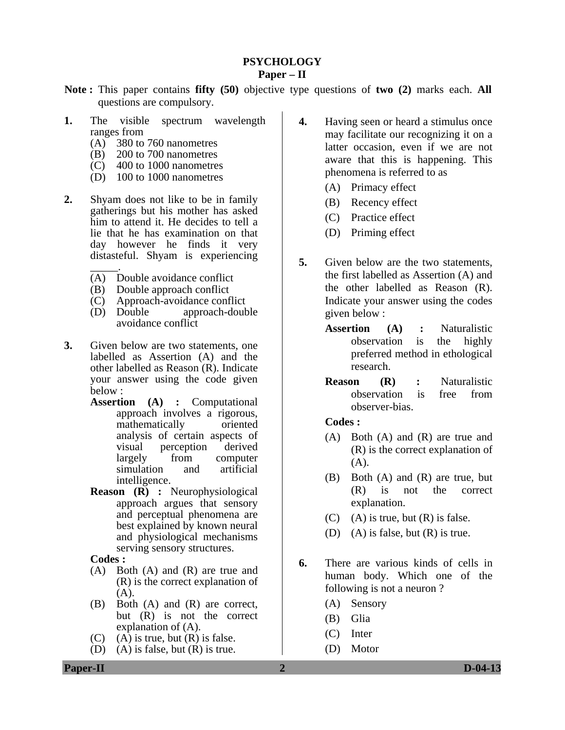# PSYCHOLOGY

## Paper – II

**Note :** This paper contains **fifty (50)** objective type questions of **two (2)** marks each. **All** questions are compulsory.

**1.** The visible spectrum wavelength ranges from

(A) 380 to 760 nanometres
(B) 200 to 700 nanometres
(C) 400 to 1000 nanometres
(D) 100 to 1000 nanometres

**2.** Shyam does not like to be in family gatherings but his mother has asked him to attend it. He decides to tell a lie that he has examination on that day however he finds it very distasteful. Shyam is experiencing _____.

(A) Double avoidance conflict
(B) Double approach conflict
(C) Approach-avoidance conflict
(D) Double approach-double avoidance conflict

**3.** Given below are two statements, one labelled as Assertion (A) and the other labelled as Reason (R). Indicate your answer using the code given below :

**Assertion (A) :** Computational approach involves a rigorous, mathematically oriented analysis of certain aspects of visual perception derived largely from computer simulation and artificial intelligence.

**Reason (R) :** Neurophysiological approach argues that sensory and perceptual phenomena are best explained by known neural and physiological mechanisms serving sensory structures.

**Codes :**

(A) Both (A) and (R) are true and (R) is the correct explanation of (A).
(B) Both (A) and (R) are correct, but (R) is not the correct explanation of (A).
(C) (A) is true, but (R) is false.
(D) (A) is false, but (R) is true.

**4.** Having seen or heard a stimulus once may facilitate our recognizing it on a latter occasion, even if we are not aware that this is happening. This phenomena is referred to as

(A) Primacy effect
(B) Recency effect
(C) Practice effect
(D) Priming effect

**5.** Given below are the two statements, the first labelled as Assertion (A) and the other labelled as Reason (R). Indicate your answer using the codes given below :

**Assertion (A) :** Naturalistic observation is the highly preferred method in ethological research.

**Reason (R) :** Naturalistic observation is free from observer-bias.

**Codes :**

(A) Both (A) and (R) are true and (R) is the correct explanation of (A).
(B) Both (A) and (R) are true, but (R) is not the correct explanation.
(C) (A) is true, but (R) is false.
(D) (A) is false, but (R) is true.

**6.** There are various kinds of cells in human body. Which one of the following is not a neuron ?

(A) Sensory
(B) Glia
(C) Inter
(D) Motor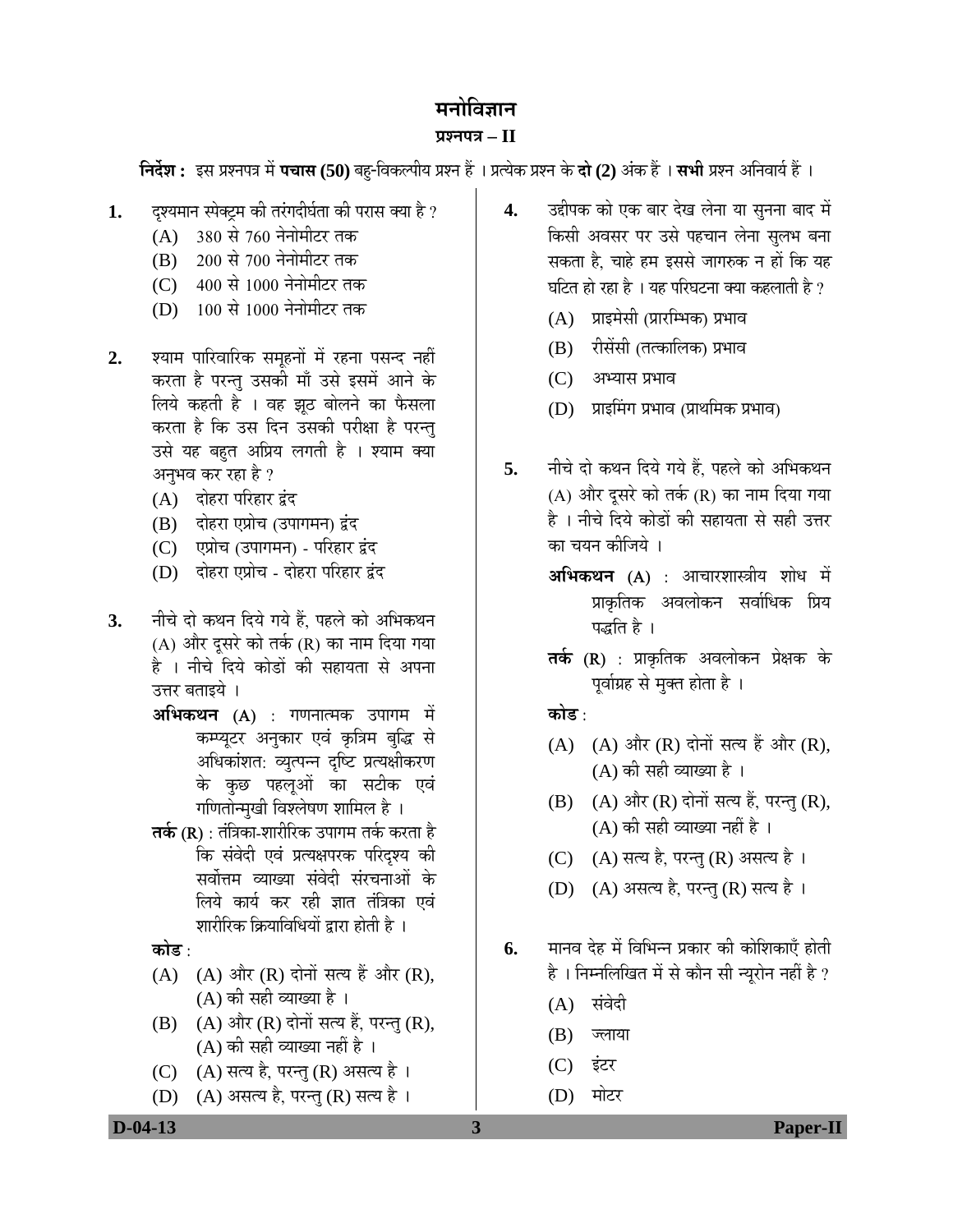# मनोविज्ञान

## प्रश्नपत्र – II

**निर्देश :** इस प्रश्नपत्र में **पचास (50)** बहु-विकल्पीय प्रश्न हैं । प्रत्येक प्रश्न के **दो (2)** अंक हैं । **सभी** प्रश्न अनिवार्य हैं ।

**1.** दृश्यमान स्पेक्ट्रम की तरंगदीर्घता की परास क्या है ?

(A) 380 से 760 नेनोमीटर तक
(B) 200 से 700 नेनोमीटर तक
(C) 400 से 1000 नेनोमीटर तक
(D) 100 से 1000 नेनोमीटर तक

**2.** श्याम पारिवारिक समूहनों में रहना पसन्द नहीं करता है परन्तु उसकी माँ उसे इसमें आने के लिये कहती है । वह झूठ बोलने का फैसला करता है कि उस दिन उसकी परीक्षा है परन्तु उसे यह बहुत अप्रिय लगती है । श्याम क्या अनुभव कर रहा है ?

(A) दोहरा परिहार द्वंद
(B) दोहरा एप्रोच (उपागमन) द्वंद
(C) एप्रोच (उपागमन) - परिहार द्वंद
(D) दोहरा एप्रोच - दोहरा परिहार द्वंद

**3.** नीचे दो कथन दिये गये हैं, पहले को अभिकथन (A) और दूसरे को तर्क (R) का नाम दिया गया है । नीचे दिये कोडों की सहायता से अपना उत्तर बताइये ।

**अभिकथन (A)** : गणनात्मक उपागम में कम्प्यूटर अनुकार एवं कृत्रिम बुद्धि से अधिकांशत: व्युत्पन्न दृष्टि प्रत्यक्षीकरण के कुछ पहलूओं का सटीक एवं गणितोन्मुखी विश्लेषण शामिल है ।

**तर्क (R)** : तंत्रिका-शारीरिक उपागम तर्क करता है कि संवेदी एवं प्रत्यक्षपरक परिदृश्य की सर्वोत्तम व्याख्या संवेदी संरचनाओं के लिये कार्य कर रही ज्ञात तंत्रिका एवं शारीरिक क्रियाविधियों द्वारा होती है ।

**कोड** :

(A) (A) और (R) दोनों सत्य हैं और (R), (A) की सही व्याख्या है ।
(B) (A) और (R) दोनों सत्य हैं, परन्तु (R), (A) की सही व्याख्या नहीं है ।
(C) (A) सत्य है, परन्तु (R) असत्य है ।
(D) (A) असत्य है, परन्तु (R) सत्य है ।

**4.** उद्दीपक को एक बार देख लेना या सुनना बाद में किसी अवसर पर उसे पहचान लेना सुलभ बना सकता है, चाहे हम इससे जागरुक न हों कि यह घटित हो रहा है । यह परिघटना क्या कहलाती है ?

(A) प्राइमेसी (प्रारम्भिक) प्रभाव
(B) रीसेंसी (तत्कालिक) प्रभाव
(C) अभ्यास प्रभाव
(D) प्राइमिंग प्रभाव (प्राथमिक प्रभाव)

**5.** नीचे दो कथन दिये गये हैं, पहले को अभिकथन (A) और दूसरे को तर्क (R) का नाम दिया गया है । नीचे दिये कोडों की सहायता से सही उत्तर का चयन कीजिये ।

**अभिकथन (A)** : आचारशास्त्रीय शोध में प्राकृतिक अवलोकन सर्वाधिक प्रिय पद्धति है ।

**तर्क (R)** : प्राकृतिक अवलोकन प्रेक्षक के पूर्वाग्रह से मुक्त होता है ।

**कोड** :

(A) (A) और (R) दोनों सत्य हैं और (R), (A) की सही व्याख्या है ।
(B) (A) और (R) दोनों सत्य हैं, परन्तु (R), (A) की सही व्याख्या नहीं है ।
(C) (A) सत्य है, परन्तु (R) असत्य है ।
(D) (A) असत्य है, परन्तु (R) सत्य है ।

**6.** मानव देह में विभिन्न प्रकार की कोशिकाएँ होती है । निम्नलिखित में से कौन सी न्यूरोन नहीं है ?

(A) संवेदी
(B) ज्लाया
(C) इंटर
(D) मोटर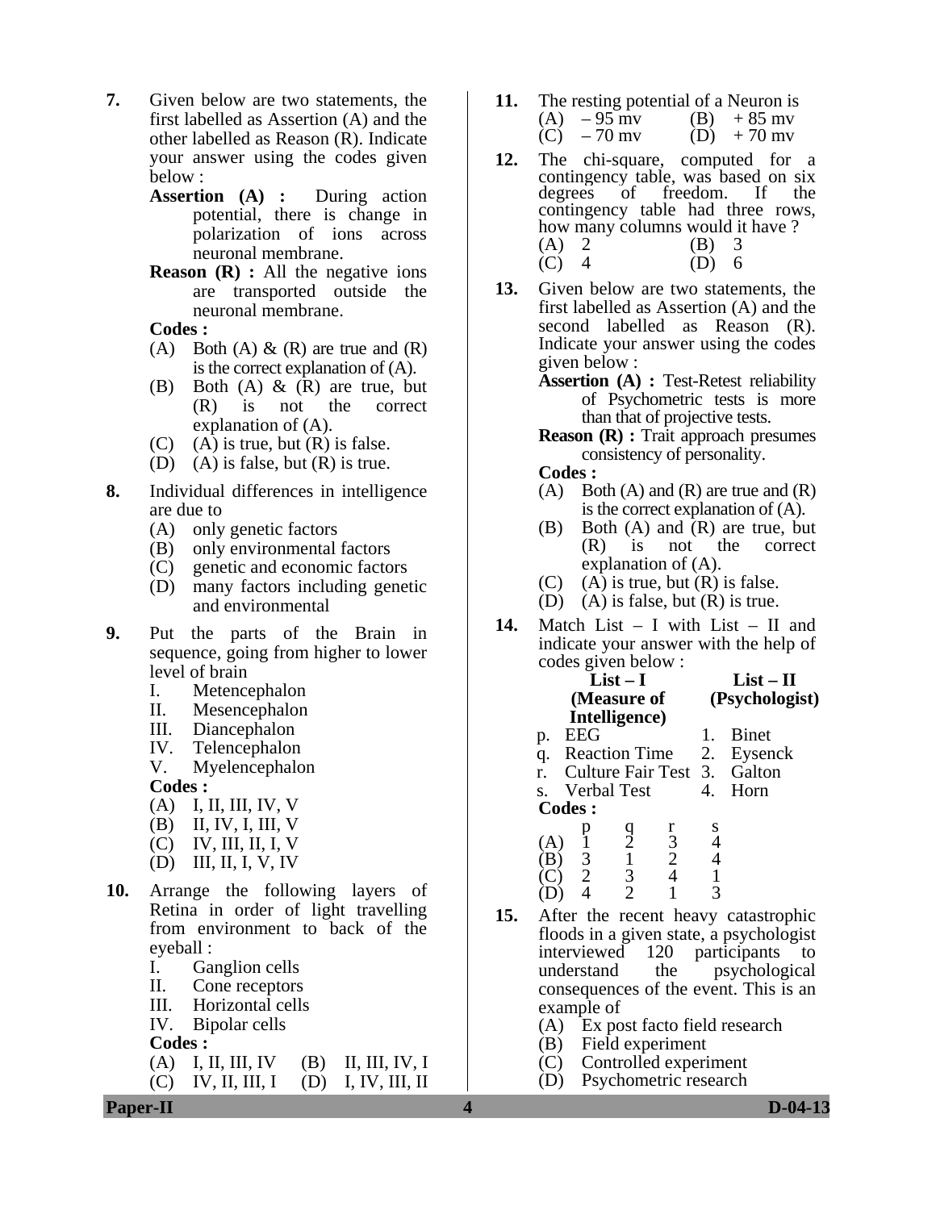**7.** Given below are two statements, the first labelled as Assertion (A) and the other labelled as Reason (R). Indicate your answer using the codes given below :

**Assertion (A) :** During action potential, there is change in polarization of ions across neuronal membrane.

**Reason (R) :** All the negative ions are transported outside the neuronal membrane.

**Codes :**

(A) Both (A) & (R) are true and (R) is the correct explanation of (A).
(B) Both (A) & (R) are true, but (R) is not the correct explanation of (A).
(C) (A) is true, but (R) is false.
(D) (A) is false, but (R) is true.

**8.** Individual differences in intelligence are due to

(A) only genetic factors
(B) only environmental factors
(C) genetic and economic factors
(D) many factors including genetic and environmental

**9.** Put the parts of the Brain in sequence, going from higher to lower level of brain

I. Metencephalon
II. Mesencephalon
III. Diancephalon
IV. Telencephalon
V. Myelencephalon

**Codes :**

(A) I, II, III, IV, V
(B) II, IV, I, III, V
(C) IV, III, II, I, V
(D) III, II, I, V, IV

**10.** Arrange the following layers of Retina in order of light travelling from environment to back of the eyeball :

I. Ganglion cells
II. Cone receptors
III. Horizontal cells
IV. Bipolar cells

**Codes :**

(A) I, II, III, IV (B) II, III, IV, I
(C) IV, II, III, I (D) I, IV, III, II

**11.** The resting potential of a Neuron is

(A) – 95 mv (B) + 85 mv
(C) – 70 mv (D) + 70 mv

**12.** The chi-square, computed for a contingency table, was based on six degrees of freedom. If the contingency table had three rows, how many columns would it have ?

(A) 2 (B) 3
(C) 4 (D) 6

**13.** Given below are two statements, the first labelled as Assertion (A) and the second labelled as Reason (R). Indicate your answer using the codes given below :

**Assertion (A) :** Test-Retest reliability of Psychometric tests is more than that of projective tests.

**Reason (R) :** Trait approach presumes consistency of personality.

**Codes :**

(A) Both (A) and (R) are true and (R) is the correct explanation of (A).
(B) Both (A) and (R) are true, but (R) is not the correct explanation of (A).
(C) (A) is true, but (R) is false.
(D) (A) is false, but (R) is true.

**14.** Match List – I with List – II and indicate your answer with the help of codes given below :

| | List – I (Measure of Intelligence) | | List – II (Psychologist) |
|---|---|---|---|
| p. | EEG | 1. | Binet |
| q. | Reaction Time | 2. | Eysenck |
| r. | Culture Fair Test | 3. | Galton |
| s. | Verbal Test | 4. | Horn |

**Codes :**

| | p | q | r | s |
|---|---|---|---|---|
| (A) | 1 | 2 | 3 | 4 |
| (B) | 3 | 1 | 2 | 4 |
| (C) | 2 | 3 | 4 | 1 |
| (D) | 4 | 2 | 1 | 3 |

**15.** After the recent heavy catastrophic floods in a given state, a psychologist interviewed 120 participants to understand the psychological consequences of the event. This is an example of

(A) Ex post facto field research
(B) Field experiment
(C) Controlled experiment
(D) Psychometric research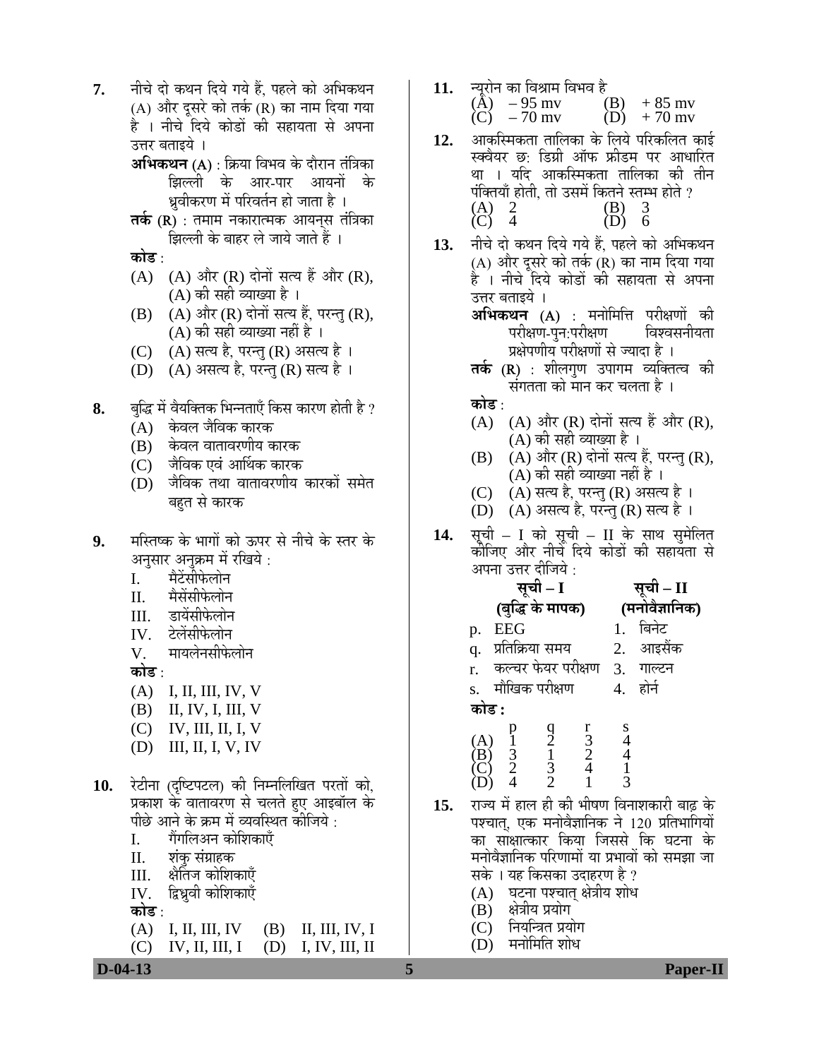**7.** नीचे दो कथन दिये गये हैं, पहले को अभिकथन (A) और दूसरे को तर्क (R) का नाम दिया गया है । नीचे दिये कोडों की सहायता से अपना उत्तर बताइये ।

**अभिकथन (A)** : क्रिया विभव के दौरान तंत्रिका झिल्ली के आर-पार आयनों के ध्रुवीकरण में परिवर्तन हो जाता है ।

**तर्क (R)** : तमाम नकारात्मक आयनस् तंत्रिका झिल्ली के बाहर ले जाये जाते हैं ।

**कोड** :

(A) (A) और (R) दोनों सत्य हैं और (R), (A) की सही व्याख्या है ।
(B) (A) और (R) दोनों सत्य हैं, परन्तु (R), (A) की सही व्याख्या नहीं है ।
(C) (A) सत्य है, परन्तु (R) असत्य है ।
(D) (A) असत्य है, परन्तु (R) सत्य है ।

**8.** बुद्धि में वैयक्तिक भिन्नताएँ किस कारण होती है ?

(A) केवल जैविक कारक
(B) केवल वातावरणीय कारक
(C) जैविक एवं आर्थिक कारक
(D) जैविक तथा वातावरणीय कारकों समेत बहुत से कारक

**9.** मस्तिष्क के भागों को ऊपर से नीचे के स्तर के अनुसार अनुक्रम में रखिये :

I. मैटेंसीफेलोन
II. मैसेंसीफेलोन
III. डायेंसीफेलोन
IV. टेलेंसीफेलोन
V. मायलेनसीफेलोन

**कोड** :

(A) I, II, III, IV, V
(B) II, IV, I, III, V
(C) IV, III, II, I, V
(D) III, II, I, V, IV

**10.** रेटीना (दृष्टिपटल) की निम्नलिखित परतों को, प्रकाश के वातावरण से चलते हुए आइबॉल के पीछे आने के क्रम में व्यवस्थित कीजिये :

I. गैंगलिअन कोशिकाएँ
II. शंकु संग्राहक
III. क्षैतिज कोशिकाएँ
IV. द्विध्रुवी कोशिकाएँ

**कोड** :

(A) I, II, III, IV
(B) II, III, IV, I
(C) IV, II, III, I
(D) I, IV, III, II

**11.** न्यूरोन का विश्राम विभव है

(A) – 95 mv
(B) + 85 mv
(C) – 70 mv
(D) + 70 mv

**12.** आकस्मिकता तालिका के लिये परिकलित काई स्क्वैयर छ: डिग्री ऑफ फ्रीडम पर आधारित था । यदि आकस्मिकता तालिका की तीन पंक्तियाँ होती, तो उसमें कितने स्तम्भ होते ?

(A) 2
(B) 3
(C) 4
(D) 6

**13.** नीचे दो कथन दिये गये हैं, पहले को अभिकथन (A) और दूसरे को तर्क (R) का नाम दिया गया है । नीचे दिये कोडों की सहायता से अपना उत्तर बताइये ।

**अभिकथन (A)** : मनोमित्ति परीक्षणों की परीक्षण-पुन:परीक्षण विश्वसनीयता प्रक्षेपणीय परीक्षणों से ज्यादा है ।

**तर्क (R)** : शीलगुण उपागम व्यक्तित्व की संगतता को मान कर चलता है ।

**कोड** :

(A) (A) और (R) दोनों सत्य हैं और (R), (A) की सही व्याख्या है ।
(B) (A) और (R) दोनों सत्य हैं, परन्तु (R), (A) की सही व्याख्या नहीं है ।
(C) (A) सत्य है, परन्तु (R) असत्य है ।
(D) (A) असत्य है, परन्तु (R) सत्य है ।

**14.** सूची – I को सूची – II के साथ सुमेलित कीजिए और नीचे दिये कोडों की सहायता से अपना उत्तर दीजिये :

| सूची – I (बुद्धि के मापक) | सूची – II (मनोवैज्ञानिक) |
|---|---|
| p. EEG | 1. बिनेट |
| q. प्रतिक्रिया समय | 2. आइसैंक |
| r. कल्चर फेयर परीक्षण | 3. गाल्टन |
| s. मौखिक परीक्षण | 4. होर्न |

**कोड :**

| | p | q | r | s |
|---|---|---|---|---|
| (A) | 1 | 2 | 3 | 4 |
| (B) | 3 | 1 | 2 | 4 |
| (C) | 2 | 3 | 4 | 1 |
| (D) | 4 | 2 | 1 | 3 |

**15.** राज्य में हाल ही की भीषण विनाशकारी बाढ़ के पश्चात्, एक मनोवैज्ञानिक ने 120 प्रतिभागियों का साक्षात्कार किया जिससे कि घटना के मनोवैज्ञानिक परिणामों या प्रभावों को समझा जा सके । यह किसका उदाहरण है ?

(A) घटना पश्चात् क्षेत्रीय शोध
(B) क्षेत्रीय प्रयोग
(C) नियन्त्रित प्रयोग
(D) मनोमिति शोध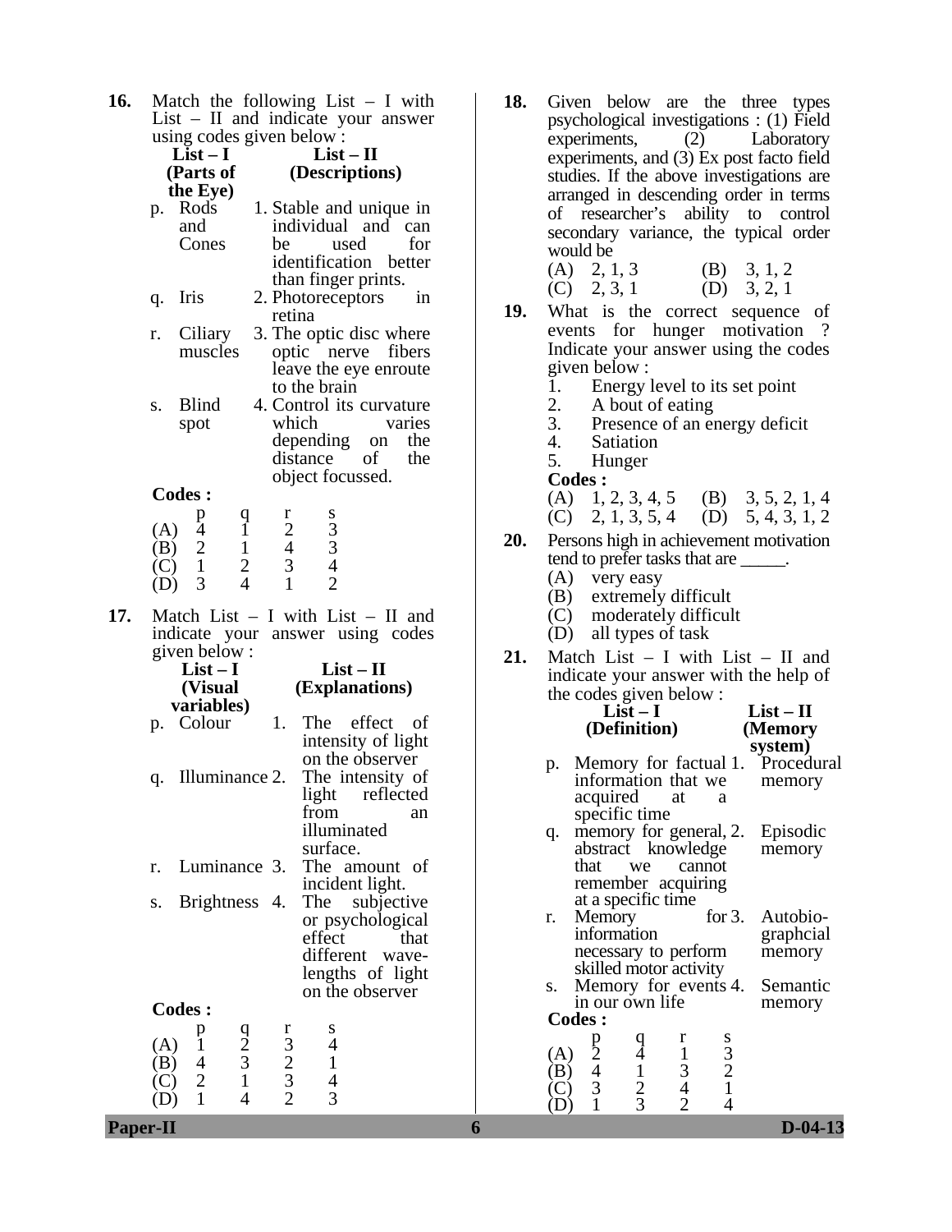**16.** Match the following List – I with List – II and indicate your answer using codes given below :

| List – I (Parts of the Eye) | List – II (Descriptions) |
|---|---|
| p. Rods and Cones | 1. Stable and unique in individual and can be used for identification better than finger prints. |
| q. Iris | 2. Photoreceptors in retina |
| r. Ciliary muscles | 3. The optic disc where optic nerve fibers leave the eye enroute to the brain |
| s. Blind spot | 4. Control its curvature which varies depending on the distance of the object focussed. |

**Codes :**

| | p | q | r | s |
|---|---|---|---|---|
| (A) | 4 | 1 | 2 | 3 |
| (B) | 2 | 1 | 4 | 3 |
| (C) | 1 | 2 | 3 | 4 |
| (D) | 3 | 4 | 1 | 2 |

**17.** Match List – I with List – II and indicate your answer using codes given below :

| List – I (Visual variables) | List – II (Explanations) |
|---|---|
| p. Colour | 1. The effect of intensity of light on the observer |
| q. Illuminance | 2. The intensity of light reflected from an illuminated surface. |
| r. Luminance | 3. The amount of incident light. |
| s. Brightness | 4. The subjective or psychological effect that different wave-lengths of light on the observer |

**Codes :**

| | p | q | r | s |
|---|---|---|---|---|
| (A) | 1 | 2 | 3 | 4 |
| (B) | 4 | 3 | 2 | 1 |
| (C) | 2 | 1 | 3 | 4 |
| (D) | 1 | 4 | 2 | 3 |

**18.** Given below are the three types psychological investigations : (1) Field experiments, (2) Laboratory experiments, and (3) Ex post facto field studies. If the above investigations are arranged in descending order in terms of researcher's ability to control secondary variance, the typical order would be

(A) 2, 1, 3  (B) 3, 1, 2
(C) 2, 3, 1  (D) 3, 2, 1

**19.** What is the correct sequence of events for hunger motivation ? Indicate your answer using the codes given below :

1. Energy level to its set point
2. A bout of eating
3. Presence of an energy deficit
4. Satiation
5. Hunger

**Codes :**

(A) 1, 2, 3, 4, 5  (B) 3, 5, 2, 1, 4
(C) 2, 1, 3, 5, 4  (D) 5, 4, 3, 1, 2

**20.** Persons high in achievement motivation tend to prefer tasks that are _____.

(A) very easy
(B) extremely difficult
(C) moderately difficult
(D) all types of task

**21.** Match List – I with List – II and indicate your answer with the help of the codes given below :

| List – I (Definition) | List – II (Memory system) |
|---|---|
| p. Memory for factual information that we acquired at a specific time | 1. Procedural memory |
| q. memory for general, abstract knowledge that we cannot remember acquiring at a specific time | 2. Episodic memory |
| r. Memory for information necessary to perform skilled motor activity | 3. Autobiographcial memory |
| s. Memory for events in our own life | 4. Semantic memory |

**Codes :**

| | p | q | r | s |
|---|---|---|---|---|
| (A) | 2 | 4 | 1 | 3 |
| (B) | 4 | 1 | 3 | 2 |
| (C) | 3 | 2 | 4 | 1 |
| (D) | 1 | 3 | 2 | 4 |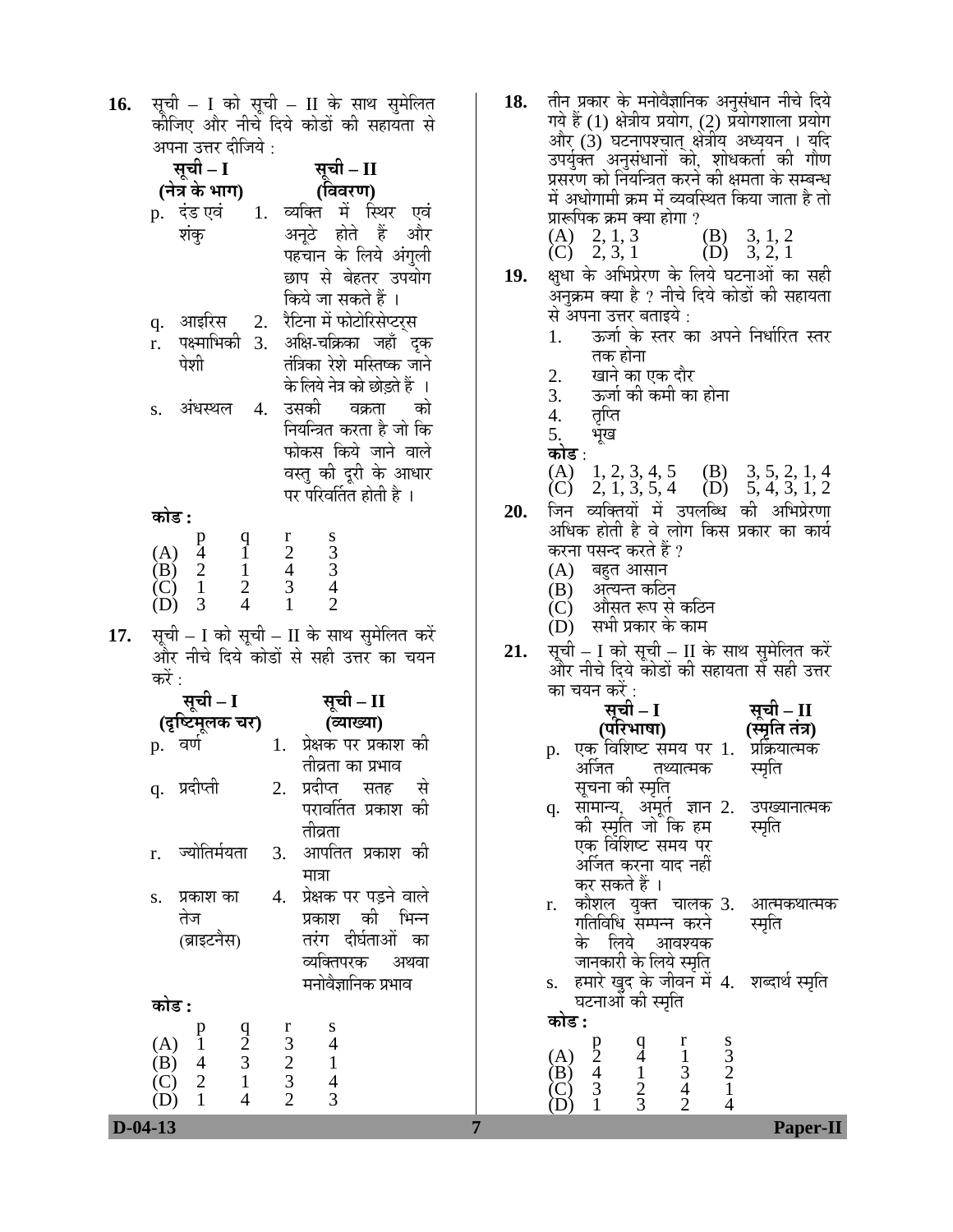**16.** सूची – I को सूची – II के साथ सुमेलित कीजिए और नीचे दिये कोडों की सहायता से अपना उत्तर दीजिये :

| | सूची – I (नेत्र के भाग) | | सूची – II (विवरण) |
|---|---|---|---|
| p. | दंड एवं शंकु | 1. | व्यक्ति में स्थिर एवं अनूठे होते हैं और पहचान के लिये अंगुली छाप से बेहतर उपयोग किये जा सकते हैं । |
| q. | आइरिस | 2. | रैटिना में फोटोरिसेप्टर्स |
| r. | पक्ष्माभिकी पेशी | 3. | अक्षि-चक्रिका जहाँ दृक तंत्रिका रेशे मस्तिष्क जाने के लिये नेत्र को छोड़ते हैं । |
| s. | अंधस्थल | 4. | उसकी वक्रता को नियन्त्रित करता है जो कि फोकस किये जाने वाले वस्तु की दूरी के आधार पर परिवर्तित होती है । |

**कोड :**

| | p | q | r | s |
|---|---|---|---|---|
| (A) | 4 | 1 | 2 | 3 |
| (B) | 2 | 1 | 4 | 3 |
| (C) | 1 | 2 | 3 | 4 |
| (D) | 3 | 4 | 1 | 2 |

**17.** सूची – I को सूची – II के साथ सुमेलित करें और नीचे दिये कोडों से सही उत्तर का चयन करें :

| | सूची – I (दृष्टिमूलक चर) | | सूची – II (व्याख्या) |
|---|---|---|---|
| p. | वर्ण | 1. | प्रेक्षक पर प्रकाश की तीव्रता का प्रभाव |
| q. | प्रदीप्ती | 2. | प्रदीप्त सतह से परावर्तित प्रकाश की तीव्रता |
| r. | ज्योतिर्मयता | 3. | आपतित प्रकाश की मात्रा |
| s. | प्रकाश का तेज (ब्राइटनैस) | 4. | प्रेक्षक पर पड़ने वाले प्रकाश की भिन्न तरंग दीर्घताओं का व्यक्तिपरक अथवा मनोवैज्ञानिक प्रभाव |

**कोड :**

| | p | q | r | s |
|---|---|---|---|---|
| (A) | 1 | 2 | 3 | 4 |
| (B) | 4 | 3 | 2 | 1 |
| (C) | 2 | 1 | 3 | 4 |
| (D) | 1 | 4 | 2 | 3 |

**18.** तीन प्रकार के मनोवैज्ञानिक अनुसंधान नीचे दिये गये हैं (1) क्षेत्रीय प्रयोग, (2) प्रयोगशाला प्रयोग और (3) घटनापश्चात् क्षेत्रीय अध्ययन । यदि उपर्युक्त अनुसंधानों को, शोधकर्ता की गौण प्रसरण को नियन्त्रित करने की क्षमता के सम्बन्ध में अधोगामी क्रम में व्यवस्थित किया जाता है तो प्रारूपिक क्रम क्या होगा ?

(A) 2, 1, 3
(B) 3, 1, 2
(C) 2, 3, 1
(D) 3, 2, 1

**19.** क्षुधा के अभिप्रेरण के लिये घटनाओं का सही अनुक्रम क्या है ? नीचे दिये कोडों की सहायता से अपना उत्तर बताइये :

1. ऊर्जा के स्तर का अपने निर्धारित स्तर तक होना
2. खाने का एक दौर
3. ऊर्जा की कमी का होना
4. तृप्ति
5. भूख

**कोड :**

(A) 1, 2, 3, 4, 5
(B) 3, 5, 2, 1, 4
(C) 2, 1, 3, 5, 4
(D) 5, 4, 3, 1, 2

**20.** जिन व्यक्तियों में उपलब्धि की अभिप्रेरणा अधिक होती है वे लोग किस प्रकार का कार्य करना पसन्द करते हैं ?

(A) बहुत आसान
(B) अत्यन्त कठिन
(C) औसत रूप से कठिन
(D) सभी प्रकार के काम

**21.** सूची – I को सूची – II के साथ सुमेलित करें और नीचे दिये कोडों की सहायता से सही उत्तर का चयन करें :

| | सूची – I (परिभाषा) | | सूची – II (स्मृति तंत्र) |
|---|---|---|---|
| p. | एक विशिष्ट समय पर अर्जित तथ्यात्मक सूचना की स्मृति | 1. | प्रक्रियात्मक स्मृति |
| q. | सामान्य, अमूर्त ज्ञान की स्मृति जो कि हम एक विशिष्ट समय पर अर्जित करना याद नहीं कर सकते हैं । | 2. | उपख्यानात्मक स्मृति |
| r. | कौशल युक्त चालक गतिविधि सम्पन्न करने के लिये आवश्यक जानकारी के लिये स्मृति | 3. | आत्मकथात्मक स्मृति |
| s. | हमारे खुद के जीवन में घटनाओं की स्मृति | 4. | शब्दार्थ स्मृति |

**कोड :**

| | p | q | r | s |
|---|---|---|---|---|
| (A) | 2 | 4 | 1 | 3 |
| (B) | 4 | 1 | 3 | 2 |
| (C) | 3 | 2 | 4 | 1 |
| (D) | 1 | 3 | 2 | 4 |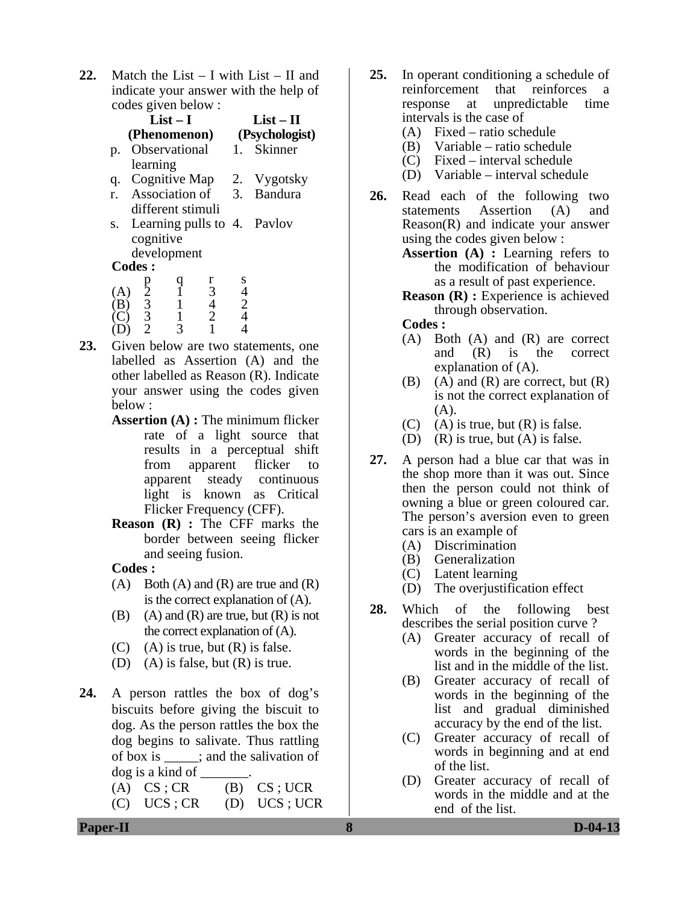22. Match the List – I with List – II and indicate your answer with the help of codes given below :

| | List – I (Phenomenon) | | List – II (Psychologist) |
|---|---|---|---|
| p. | Observational learning | 1. | Skinner |
| q. | Cognitive Map | 2. | Vygotsky |
| r. | Association of different stimuli | 3. | Bandura |
| s. | Learning pulls to cognitive development | 4. | Pavlov |

**Codes :**

| | p | q | r | s |
|---|---|---|---|---|
| (A) | 2 | 1 | 3 | 4 |
| (B) | 3 | 1 | 4 | 2 |
| (C) | 3 | 1 | 2 | 4 |
| (D) | 2 | 3 | 1 | 4 |

23. Given below are two statements, one labelled as Assertion (A) and the other labelled as Reason (R). Indicate your answer using the codes given below :

**Assertion (A) :** The minimum flicker rate of a light source that results in a perceptual shift from apparent flicker to apparent steady continuous light is known as Critical Flicker Frequency (CFF).

**Reason (R) :** The CFF marks the border between seeing flicker and seeing fusion.

**Codes :**

(A) Both (A) and (R) are true and (R) is the correct explanation of (A).
(B) (A) and (R) are true, but (R) is not the correct explanation of (A).
(C) (A) is true, but (R) is false.
(D) (A) is false, but (R) is true.

24. A person rattles the box of dog's biscuits before giving the biscuit to dog. As the person rattles the box the dog begins to salivate. Thus rattling of box is _____; and the salivation of dog is a kind of _______.

(A) CS ; CR (B) CS ; UCR
(C) UCS ; CR (D) UCS ; UCR

25. In operant conditioning a schedule of reinforcement that reinforces a response at unpredictable time intervals is the case of

(A) Fixed – ratio schedule
(B) Variable – ratio schedule
(C) Fixed – interval schedule
(D) Variable – interval schedule

26. Read each of the following two statements Assertion (A) and Reason(R) and indicate your answer using the codes given below :

**Assertion (A) :** Learning refers to the modification of behaviour as a result of past experience.

**Reason (R) :** Experience is achieved through observation.

**Codes :**

(A) Both (A) and (R) are correct and (R) is the correct explanation of (A).
(B) (A) and (R) are correct, but (R) is not the correct explanation of (A).
(C) (A) is true, but (R) is false.
(D) (R) is true, but (A) is false.

27. A person had a blue car that was in the shop more than it was out. Since then the person could not think of owning a blue or green coloured car. The person's aversion even to green cars is an example of

(A) Discrimination
(B) Generalization
(C) Latent learning
(D) The overjustification effect

28. Which of the following best describes the serial position curve ?

(A) Greater accuracy of recall of words in the beginning of the list and in the middle of the list.
(B) Greater accuracy of recall of words in the beginning of the list and gradual diminished accuracy by the end of the list.
(C) Greater accuracy of recall of words in beginning and at end of the list.
(D) Greater accuracy of recall of words in the middle and at the end of the list.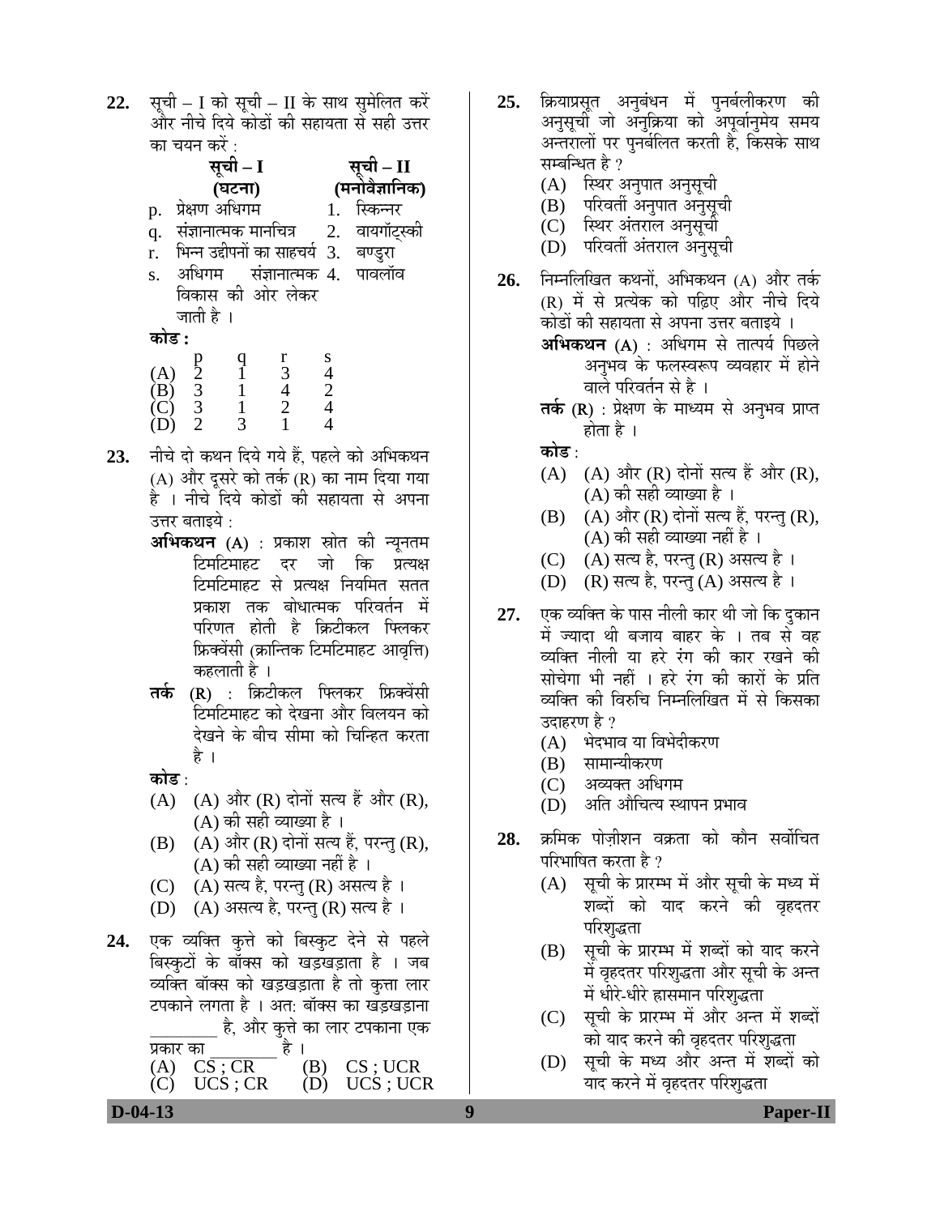**22.** सूची – I को सूची – II के साथ सुमेलित करें और नीचे दिये कोडों की सहायता से सही उत्तर का चयन करें :

| | सूची – I (घटना) | | सूची – II (मनोवैज्ञानिक) |
|---|---|---|---|
| p. | प्रेक्षण अधिगम | 1. | स्किन्नर |
| q. | संज्ञानात्मक मानचित्र | 2. | वायगॉट्स्की |
| r. | भिन्न उद्दीपनों का साहचर्य | 3. | बण्डुरा |
| s. | अधिगम संज्ञानात्मक विकास की ओर लेकर जाती है । | 4. | पावलॉव |

**कोड :**

| | p | q | r | s |
|---|---|---|---|---|
| (A) | 2 | 1 | 3 | 4 |
| (B) | 3 | 1 | 4 | 2 |
| (C) | 3 | 1 | 2 | 4 |
| (D) | 2 | 3 | 1 | 4 |

**23.** नीचे दो कथन दिये गये हैं, पहले को अभिकथन (A) और दूसरे को तर्क (R) का नाम दिया गया है । नीचे दिये कोडों की सहायता से अपना उत्तर बताइये :

**अभिकथन (A)** : प्रकाश स्रोत की न्यूनतम टिमटिमाहट दर जो कि प्रत्यक्ष टिमटिमाहट से प्रत्यक्ष नियमित सतत प्रकाश तक बोधात्मक परिवर्तन में परिणत होती है क्रिटीकल फ्लिकर फ्रिक्वेंसी (क्रान्तिक टिमटिमाहट आवृत्ति) कहलाती है ।

**तर्क (R)** : क्रिटीकल फ्लिकर फ्रिक्वेंसी टिमटिमाहट को देखना और विलयन को देखने के बीच सीमा को चिन्हित करता है ।

**कोड** :

(A) (A) और (R) दोनों सत्य हैं और (R), (A) की सही व्याख्या है ।
(B) (A) और (R) दोनों सत्य हैं, परन्तु (R), (A) की सही व्याख्या नहीं है ।
(C) (A) सत्य है, परन्तु (R) असत्य है ।
(D) (A) असत्य है, परन्तु (R) सत्य है ।

**24.** एक व्यक्ति कुत्ते को बिस्कुट देने से पहले बिस्कुटों के बॉक्स को खड़खड़ाता है । जब व्यक्ति बॉक्स को खड़खड़ाता है तो कुत्ता लार टपकाने लगता है । अत: बॉक्स का खड़खड़ाना ________ है, और कुत्ते का लार टपकाना एक प्रकार का ________ है ।

(A) CS ; CR
(B) CS ; UCR
(C) UCS ; CR
(D) UCS ; UCR

**25.** क्रियाप्रसूत अनुबंधन में पुनर्बलीकरण की अनुसूची जो अनुक्रिया को अपूर्वानुमेय समय अन्तरालों पर पुनर्बलित करती है, किसके साथ सम्बन्धित है ?

(A) स्थिर अनुपात अनुसूची
(B) परिवर्ती अनुपात अनुसूची
(C) स्थिर अंतराल अनुसूची
(D) परिवर्ती अंतराल अनुसूची

**26.** निम्नलिखित कथनों, अभिकथन (A) और तर्क (R) में से प्रत्येक को पढ़िए और नीचे दिये कोडों की सहायता से अपना उत्तर बताइये ।

**अभिकथन (A)** : अधिगम से तात्पर्य पिछले अनुभव के फलस्वरूप व्यवहार में होने वाले परिवर्तन से है ।

**तर्क (R)** : प्रेक्षण के माध्यम से अनुभव प्राप्त होता है ।

**कोड** :

(A) (A) और (R) दोनों सत्य हैं और (R), (A) की सही व्याख्या है ।
(B) (A) और (R) दोनों सत्य हैं, परन्तु (R), (A) की सही व्याख्या नहीं है ।
(C) (A) सत्य है, परन्तु (R) असत्य है ।
(D) (R) सत्य है, परन्तु (A) असत्य है ।

**27.** एक व्यक्ति के पास नीली कार थी जो कि दुकान में ज्यादा थी बजाय बाहर के । तब से वह व्यक्ति नीली या हरे रंग की कार रखने की सोचेगा भी नहीं । हरे रंग की कारों के प्रति व्यक्ति की विरुचि निम्नलिखित में से किसका उदाहरण है ?

(A) भेदभाव या विभेदीकरण
(B) सामान्यीकरण
(C) अव्यक्त अधिगम
(D) अति औचित्य स्थापन प्रभाव

**28.** क्रमिक पोज़ीशन वक्रता को कौन सर्वोचित परिभाषित करता है ?

(A) सूची के प्रारम्भ में और सूची के मध्य में शब्दों को याद करने की वृहदतर परिशुद्धता
(B) सूची के प्रारम्भ में शब्दों को याद करने में वृहदतर परिशुद्धता और सूची के अन्त में धीरे-धीरे ह्रासमान परिशुद्धता
(C) सूची के प्रारम्भ में और अन्त में शब्दों को याद करने की वृहदतर परिशुद्धता
(D) सूची के मध्य और अन्त में शब्दों को याद करने में वृहदतर परिशुद्धता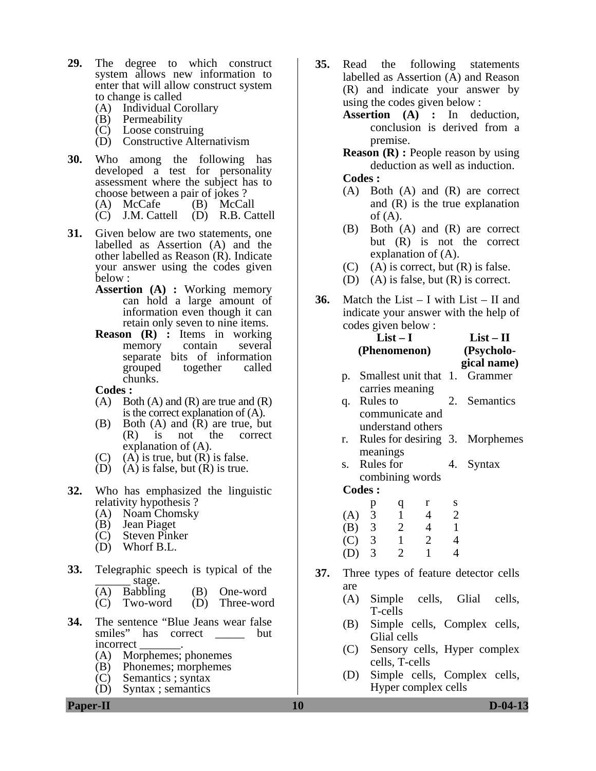**29.** The degree to which construct system allows new information to enter that will allow construct system to change is called

(A) Individual Corollary
(B) Permeability
(C) Loose construing
(D) Constructive Alternativism

**30.** Who among the following has developed a test for personality assessment where the subject has to choose between a pair of jokes ?

(A) McCafe (B) McCall
(C) J.M. Cattell (D) R.B. Cattell

**31.** Given below are two statements, one labelled as Assertion (A) and the other labelled as Reason (R). Indicate your answer using the codes given below :

**Assertion (A) :** Working memory can hold a large amount of information even though it can retain only seven to nine items.

**Reason (R) :** Items in working memory contain several separate bits of information grouped together called chunks.

**Codes :**

(A) Both (A) and (R) are true and (R) is the correct explanation of (A).
(B) Both (A) and (R) are true, but (R) is not the correct explanation of (A).
(C) (A) is true, but (R) is false.
(D) (A) is false, but (R) is true.

**32.** Who has emphasized the linguistic relativity hypothesis ?

(A) Noam Chomsky
(B) Jean Piaget
(C) Steven Pinker
(D) Whorf B.L.

**33.** Telegraphic speech is typical of the ______ stage.

(A) Babbling (B) One-word
(C) Two-word (D) Three-word

**34.** The sentence "Blue Jeans wear false smiles" has correct _____ but incorrect _______.

(A) Morphemes; phonemes
(B) Phonemes; morphemes
(C) Semantics ; syntax
(D) Syntax ; semantics

**35.** Read the following statements labelled as Assertion (A) and Reason (R) and indicate your answer by using the codes given below :

**Assertion (A) :** In deduction, conclusion is derived from a premise.

**Reason (R) :** People reason by using deduction as well as induction.

**Codes :**

(A) Both (A) and (R) are correct and (R) is the true explanation of (A).
(B) Both (A) and (R) are correct but (R) is not the correct explanation of (A).
(C) (A) is correct, but (R) is false.
(D) (A) is false, but (R) is correct.

**36.** Match the List – I with List – II and indicate your answer with the help of codes given below :

| | List – I (Phenomenon) | | List – II (Psychological name) |
|---|---|---|---|
| p. | Smallest unit that carries meaning | 1. | Grammer |
| q. | Rules to communicate and understand others | 2. | Semantics |
| r. | Rules for desiring meanings | 3. | Morphemes |
| s. | Rules for combining words | 4. | Syntax |

**Codes :**

| | p | q | r | s |
|---|---|---|---|---|
| (A) | 3 | 1 | 4 | 2 |
| (B) | 3 | 2 | 4 | 1 |
| (C) | 3 | 1 | 2 | 4 |
| (D) | 3 | 2 | 1 | 4 |

**37.** Three types of feature detector cells are

(A) Simple cells, Glial cells, T-cells
(B) Simple cells, Complex cells, Glial cells
(C) Sensory cells, Hyper complex cells, T-cells
(D) Simple cells, Complex cells, Hyper complex cells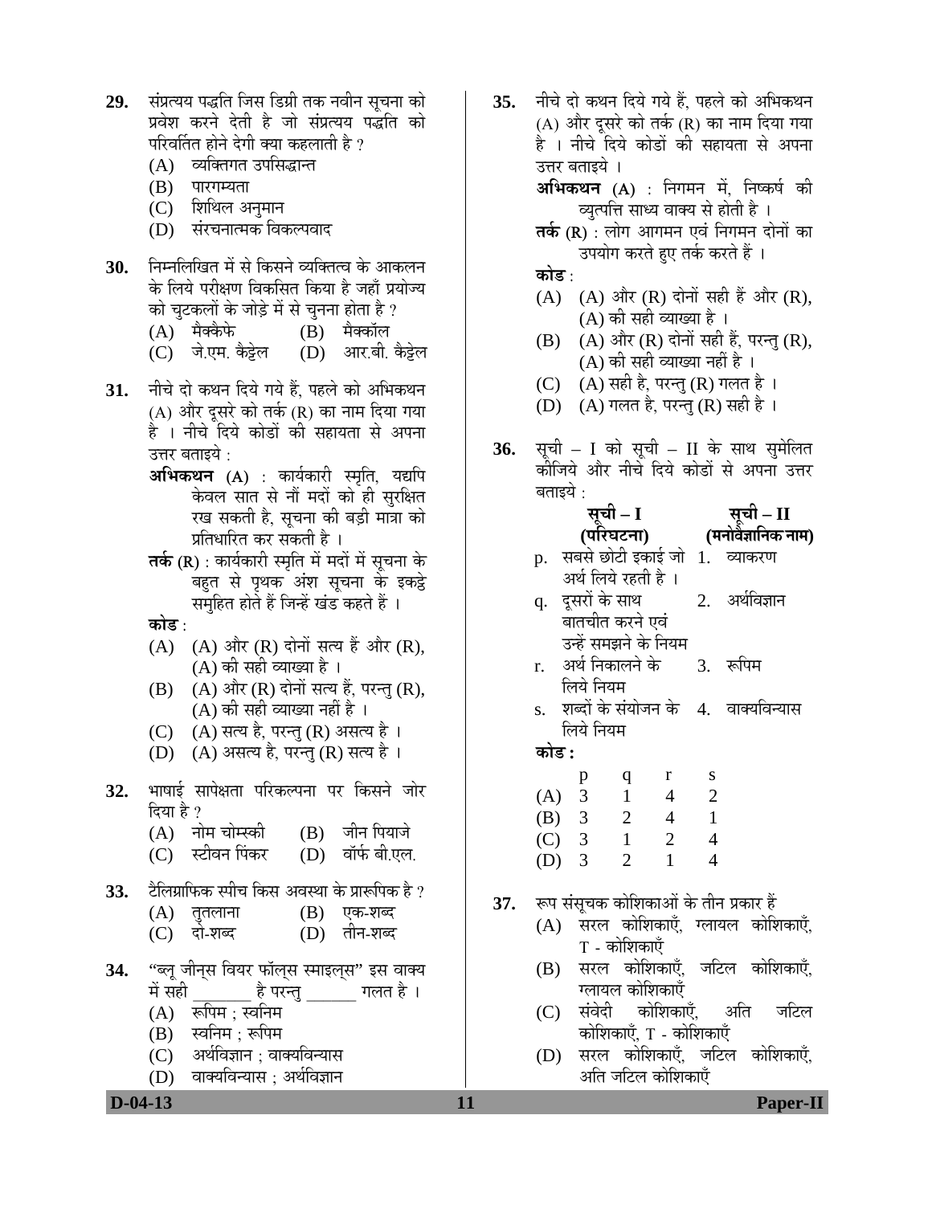**29.** संप्रत्यय पद्धति जिस डिग्री तक नवीन सूचना को प्रवेश करने देती है जो संप्रत्यय पद्धति को परिवर्तित होने देगी क्या कहलाती है ?

(A) व्यक्तिगत उपसिद्धान्त
(B) पारगम्यता
(C) शिथिल अनुमान
(D) संरचनात्मक विकल्पवाद

**30.** निम्नलिखित में से किसने व्यक्तित्व के आकलन के लिये परीक्षण विकसित किया है जहाँ प्रयोज्य को चुटकलों के जोड़े में से चुनना होता है ?

(A) मैक्कैफे
(B) मैक्कॉल
(C) जे.एम. कैट्टेल
(D) आर.बी. कैट्टेल

**31.** नीचे दो कथन दिये गये हैं, पहले को अभिकथन (A) और दूसरे को तर्क (R) का नाम दिया गया है । नीचे दिये कोडों की सहायता से अपना उत्तर बताइये :

**अभिकथन (A)** : कार्यकारी स्मृति, यद्यपि केवल सात से नौं मदों को ही सुरक्षित रख सकती है, सूचना की बड़ी मात्रा को प्रतिधारित कर सकती है ।

**तर्क (R)** : कार्यकारी स्मृति में मदों में सूचना के बहुत से पृथक अंश सूचना के इकट्ठे समूहित होते हैं जिन्हें खंड कहते हैं ।

**कोड** :

(A) (A) और (R) दोनों सत्य हैं और (R), (A) की सही व्याख्या है ।
(B) (A) और (R) दोनों सत्य हैं, परन्तु (R), (A) की सही व्याख्या नहीं है ।
(C) (A) सत्य है, परन्तु (R) असत्य है ।
(D) (A) असत्य है, परन्तु (R) सत्य है ।

**32.** भाषाई सापेक्षता परिकल्पना पर किसने जोर दिया है ?

(A) नोम चोम्स्की
(B) जीन पियाजे
(C) स्टीवन पिंकर
(D) वॉर्फ बी.एल.

**33.** टैलिग्राफिक स्पीच किस अवस्था के प्रारूपिक है ?

(A) तुतलाना
(B) एक-शब्द
(C) दो-शब्द
(D) तीन-शब्द

**34.** "ब्लू जीन्स वियर फॉल्स स्माइल्स" इस वाक्य में सही _______ है परन्तु ______ गलत है ।

(A) रूपिम ; स्वनिम
(B) स्वनिम ; रूपिम
(C) अर्थविज्ञान ; वाक्यविन्यास
(D) वाक्यविन्यास ; अर्थविज्ञान

**35.** नीचे दो कथन दिये गये हैं, पहले को अभिकथन (A) और दूसरे को तर्क (R) का नाम दिया गया है । नीचे दिये कोडों की सहायता से अपना उत्तर बताइये ।

**अभिकथन (A)** : निगमन में, निष्कर्ष की व्युत्पत्ति साध्य वाक्य से होती है ।

**तर्क (R)** : लोग आगमन एवं निगमन दोनों का उपयोग करते हुए तर्क करते हैं ।

**कोड** :

(A) (A) और (R) दोनों सही हैं और (R), (A) की सही व्याख्या है ।
(B) (A) और (R) दोनों सही हैं, परन्तु (R), (A) की सही व्याख्या नहीं है ।
(C) (A) सही है, परन्तु (R) गलत है ।
(D) (A) गलत है, परन्तु (R) सही है ।

**36.** सूची – I को सूची – II के साथ सुमेलित कीजिये और नीचे दिये कोडों से अपना उत्तर बताइये :

| सूची – I (परिघटना) | सूची – II (मनोवैज्ञानिक नाम) |
|---|---|
| p. सबसे छोटी इकाई जो अर्थ लिये रहती है । | 1. व्याकरण |
| q. दूसरों के साथ बातचीत करने एवं उन्हें समझने के नियम | 2. अर्थविज्ञान |
| r. अर्थ निकालने के लिये नियम | 3. रूपिम |
| s. शब्दों के संयोजन के लिये नियम | 4. वाक्यविन्यास |

**कोड :**

| | p | q | r | s |
|---|---|---|---|---|
| (A) | 3 | 1 | 4 | 2 |
| (B) | 3 | 2 | 4 | 1 |
| (C) | 3 | 1 | 2 | 4 |
| (D) | 3 | 2 | 1 | 4 |

**37.** रूप संसूचक कोशिकाओं के तीन प्रकार हैं

(A) सरल कोशिकाएँ, ग्लायल कोशिकाएँ, T - कोशिकाएँ
(B) सरल कोशिकाएँ, जटिल कोशिकाएँ, ग्लायल कोशिकाएँ
(C) संवेदी कोशिकाएँ, अति जटिल कोशिकाएँ, T - कोशिकाएँ
(D) सरल कोशिकाएँ, जटिल कोशिकाएँ, अति जटिल कोशिकाएँ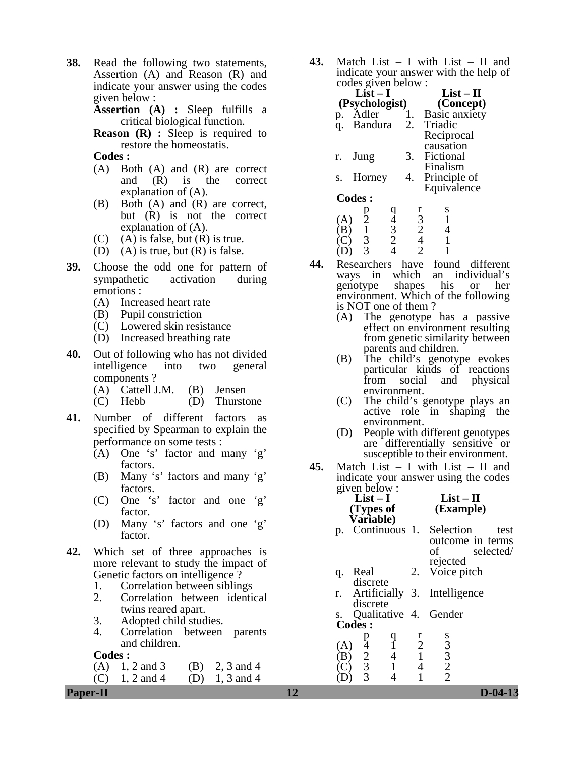**38.** Read the following two statements, Assertion (A) and Reason (R) and indicate your answer using the codes given below :

**Assertion (A) :** Sleep fulfills a critical biological function.

**Reason (R) :** Sleep is required to restore the homeostatis.

**Codes :**

(A) Both (A) and (R) are correct and (R) is the correct explanation of (A).

(B) Both (A) and (R) are correct, but (R) is not the correct explanation of (A).

(C) (A) is false, but (R) is true.

(D) (A) is true, but (R) is false.

**39.** Choose the odd one for pattern of sympathetic activation during emotions :

(A) Increased heart rate

(B) Pupil constriction

(C) Lowered skin resistance

(D) Increased breathing rate

**40.** Out of following who has not divided intelligence into two general components ?

(A) Cattell J.M. (B) Jensen

(C) Hebb (D) Thurstone

**41.** Number of different factors as specified by Spearman to explain the performance on some tests :

(A) One 's' factor and many 'g' factors.

(B) Many 's' factors and many 'g' factors.

(C) One 's' factor and one 'g' factor.

(D) Many 's' factors and one 'g' factor.

**42.** Which set of three approaches is more relevant to study the impact of Genetic factors on intelligence ?

1. Correlation between siblings
2. Correlation between identical twins reared apart.
3. Adopted child studies.
4. Correlation between parents and children.

**Codes :**

(A) 1, 2 and 3 (B) 2, 3 and 4

(C) 1, 2 and 4 (D) 1, 3 and 4

**43.** Match List – I with List – II and indicate your answer with the help of codes given below :

| List – I (Psychologist) | List – II (Concept) |
|---|---|
| p. Adler | 1. Basic anxiety |
| q. Bandura | 2. Triadic Reciprocal causation |
| r. Jung | 3. Fictional Finalism |
| s. Horney | 4. Principle of Equivalence |

**Codes :**

| | p | q | r | s |
|---|---|---|---|---|
| (A) | 2 | 4 | 3 | 1 |
| (B) | 1 | 3 | 2 | 4 |
| (C) | 3 | 2 | 4 | 1 |
| (D) | 3 | 4 | 2 | 1 |

**44.** Researchers have found different ways in which an individual's genotype shapes his or her environment. Which of the following is NOT one of them ?

(A) The genotype has a passive effect on environment resulting from genetic similarity between parents and children.

(B) The child's genotype evokes particular kinds of reactions from social and physical environment.

(C) The child's genotype plays an active role in shaping the environment.

(D) People with different genotypes are differentially sensitive or susceptible to their environment.

**45.** Match List – I with List – II and indicate your answer using the codes given below :

| List – I (Types of Variable) | List – II (Example) |
|---|---|
| p. Continuous | 1. Selection test outcome in terms of selected/ rejected |
| q. Real discrete | 2. Voice pitch |
| r. Artificially discrete | 3. Intelligence |
| s. Qualitative | 4. Gender |

**Codes :**

| | p | q | r | s |
|---|---|---|---|---|
| (A) | 4 | 1 | 2 | 3 |
| (B) | 2 | 4 | 1 | 3 |
| (C) | 3 | 1 | 4 | 2 |
| (D) | 3 | 4 | 1 | 2 |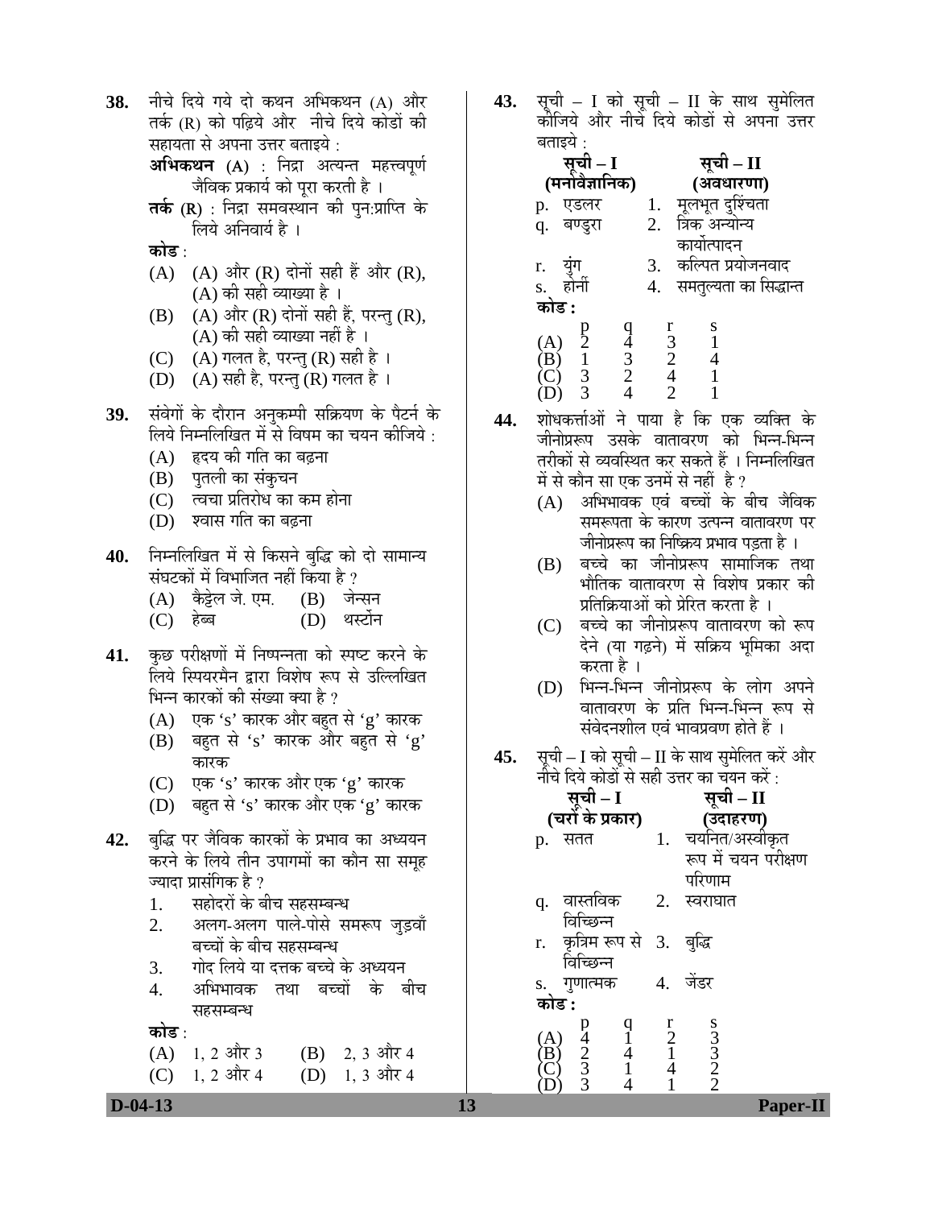38. नीचे दिये गये दो कथन अभिकथन (A) और तर्क (R) को पढ़िये और नीचे दिये कोडों की सहायता से अपना उत्तर बताइये :

**अभिकथन (A)** : निद्रा अत्यन्त महत्त्वपूर्ण जैविक प्रकार्य को पूरा करती है ।

**तर्क (R)** : निद्रा समवस्थान की पुन:प्राप्ति के लिये अनिवार्य है ।

**कोड** :

(A) (A) और (R) दोनों सही हैं और (R), (A) की सही व्याख्या है ।

(B) (A) और (R) दोनों सही हैं, परन्तु (R), (A) की सही व्याख्या नहीं है ।

(C) (A) गलत है, परन्तु (R) सही है ।

(D) (A) सही है, परन्तु (R) गलत है ।

39. संवेगों के दौरान अनुकम्पी सक्रियण के पैटर्न के लिये निम्नलिखित में से विषम का चयन कीजिये :

(A) हृदय की गति का बढ़ना

(B) पुतली का संकुचन

(C) त्वचा प्रतिरोध का कम होना

(D) श्वास गति का बढ़ना

40. निम्नलिखित में से किसने बुद्धि को दो सामान्य संघटकों में विभाजित नहीं किया है ?

(A) कैट्टेल जे. एम.

(B) जेन्सन

(C) हेब्ब

(D) थर्स्टोन

41. कुछ परीक्षणों में निष्पन्नता को स्पष्ट करने के लिये स्पियरमैन द्वारा विशेष रूप से उल्लिखित भिन्न कारकों की संख्या क्या है ?

(A) एक 's' कारक और बहुत से 'g' कारक

(B) बहुत से 's' कारक और बहुत से 'g' कारक

(C) एक 's' कारक और एक 'g' कारक

(D) बहुत से 's' कारक और एक 'g' कारक

42. बुद्धि पर जैविक कारकों के प्रभाव का अध्ययन करने के लिये तीन उपागमों का कौन सा समूह ज्यादा प्रासंगिक है ?

1. सहोदरों के बीच सहसम्बन्ध
2. अलग-अलग पाले-पोसे समरूप जुड़वाँ बच्चों के बीच सहसम्बन्ध
3. गोद लिये या दत्तक बच्चे के अध्ययन
4. अभिभावक तथा बच्चों के बीच सहसम्बन्ध

**कोड** :

(A) 1, 2 और 3

(B) 2, 3 और 4

(C) 1, 2 और 4

(D) 1, 3 और 4

43. सूची – I को सूची – II के साथ सुमेलित कीजिये और नीचे दिये कोडों से अपना उत्तर बताइये :

| **सूची – I (मनोवैज्ञानिक)** | **सूची – II (अवधारणा)** |
|---|---|
| p. एडलर | 1. मूलभूत दुश्चिंता |
| q. बण्डुरा | 2. त्रिक अन्योन्य कार्योत्पादन |
| r. युंग | 3. कल्पित प्रयोजनवाद |
| s. होर्नी | 4. समतुल्यता का सिद्धान्त |

**कोड :**

| | p | q | r | s |
|---|---|---|---|---|
| (A) | 2 | 4 | 3 | 1 |
| (B) | 1 | 3 | 2 | 4 |
| (C) | 3 | 2 | 4 | 1 |
| (D) | 3 | 4 | 2 | 1 |

44. शोधकर्त्ताओं ने पाया है कि एक व्यक्ति के जीनोप्ररूप उसके वातावरण को भिन्न-भिन्न तरीकों से व्यवस्थित कर सकते हैं । निम्नलिखित में से कौन सा एक उनमें से नहीं है ?

(A) अभिभावक एवं बच्चों के बीच जैविक समरूपता के कारण उत्पन्न वातावरण पर जीनोप्ररूप का निष्क्रिय प्रभाव पड़ता है ।

(B) बच्चे का जीनोप्ररूप सामाजिक तथा भौतिक वातावरण से विशेष प्रकार की प्रतिक्रियाओं को प्रेरित करता है ।

(C) बच्चे का जीनोप्ररूप वातावरण को रूप देने (या गढ़ने) में सक्रिय भूमिका अदा करता है ।

(D) भिन्न-भिन्न जीनोप्ररूप के लोग अपने वातावरण के प्रति भिन्न-भिन्न रूप से संवेदनशील एवं भावप्रवण होते हैं ।

45. सूची – I को सूची – II के साथ सुमेलित करें और नीचे दिये कोडों से सही उत्तर का चयन करें :

| **सूची – I (चरों के प्रकार)** | **सूची – II (उदाहरण)** |
|---|---|
| p. सतत | 1. चयनित/अस्वीकृत रूप में चयन परीक्षण परिणाम |
| q. वास्तविक विच्छिन्न | 2. स्वराघात |
| r. कृत्रिम रूप से विच्छिन्न | 3. बुद्धि |
| s. गुणात्मक | 4. जेंडर |

**कोड :**

| | p | q | r | s |
|---|---|---|---|---|
| (A) | 4 | 1 | 2 | 3 |
| (B) | 2 | 4 | 1 | 3 |
| (C) | 3 | 1 | 4 | 2 |
| (D) | 3 | 4 | 1 | 2 |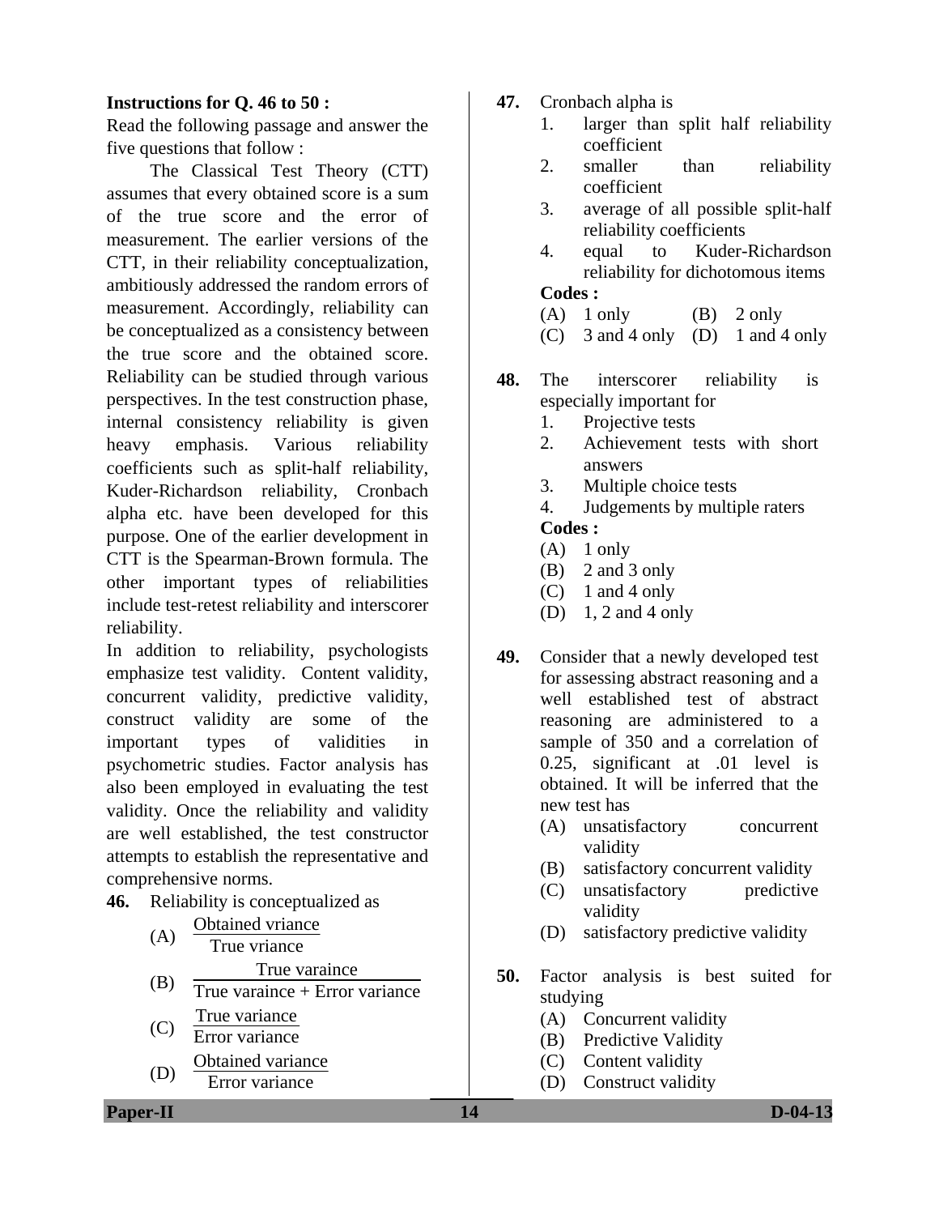**Instructions for Q. 46 to 50 :**

Read the following passage and answer the five questions that follow :

The Classical Test Theory (CTT) assumes that every obtained score is a sum of the true score and the error of measurement. The earlier versions of the CTT, in their reliability conceptualization, ambitiously addressed the random errors of measurement. Accordingly, reliability can be conceptualized as a consistency between the true score and the obtained score. Reliability can be studied through various perspectives. In the test construction phase, internal consistency reliability is given heavy emphasis. Various reliability coefficients such as split-half reliability, Kuder-Richardson reliability, Cronbach alpha etc. have been developed for this purpose. One of the earlier development in CTT is the Spearman-Brown formula. The other important types of reliabilities include test-retest reliability and interscorer reliability.

In addition to reliability, psychologists emphasize test validity. Content validity, concurrent validity, predictive validity, construct validity are some of the important types of validities in psychometric studies. Factor analysis has also been employed in evaluating the test validity. Once the reliability and validity are well established, the test constructor attempts to establish the representative and comprehensive norms.

**46.** Reliability is conceptualized as

(A) $\frac{\text{Obtained vriance}}{\text{True vriance}}$

(B) $\frac{\text{True varaince}}{\text{True varaince + Error variance}}$

(C) $\frac{\text{True variance}}{\text{Error variance}}$

(D) $\frac{\text{Obtained variance}}{\text{Error variance}}$

**47.** Cronbach alpha is

1. larger than split half reliability coefficient
2. smaller than reliability coefficient
3. average of all possible split-half reliability coefficients
4. equal to Kuder-Richardson reliability for dichotomous items

**Codes :**

(A) 1 only (B) 2 only

(C) 3 and 4 only (D) 1 and 4 only

**48.** The interscorer reliability is especially important for

1. Projective tests
2. Achievement tests with short answers
3. Multiple choice tests
4. Judgements by multiple raters

**Codes :**

(A) 1 only

(B) 2 and 3 only

(C) 1 and 4 only

(D) 1, 2 and 4 only

**49.** Consider that a newly developed test for assessing abstract reasoning and a well established test of abstract reasoning are administered to a sample of 350 and a correlation of 0.25, significant at .01 level is obtained. It will be inferred that the new test has

(A) unsatisfactory concurrent validity

(B) satisfactory concurrent validity

(C) unsatisfactory predictive validity

(D) satisfactory predictive validity

**50.** Factor analysis is best suited for studying

(A) Concurrent validity

(B) Predictive Validity

(C) Content validity

(D) Construct validity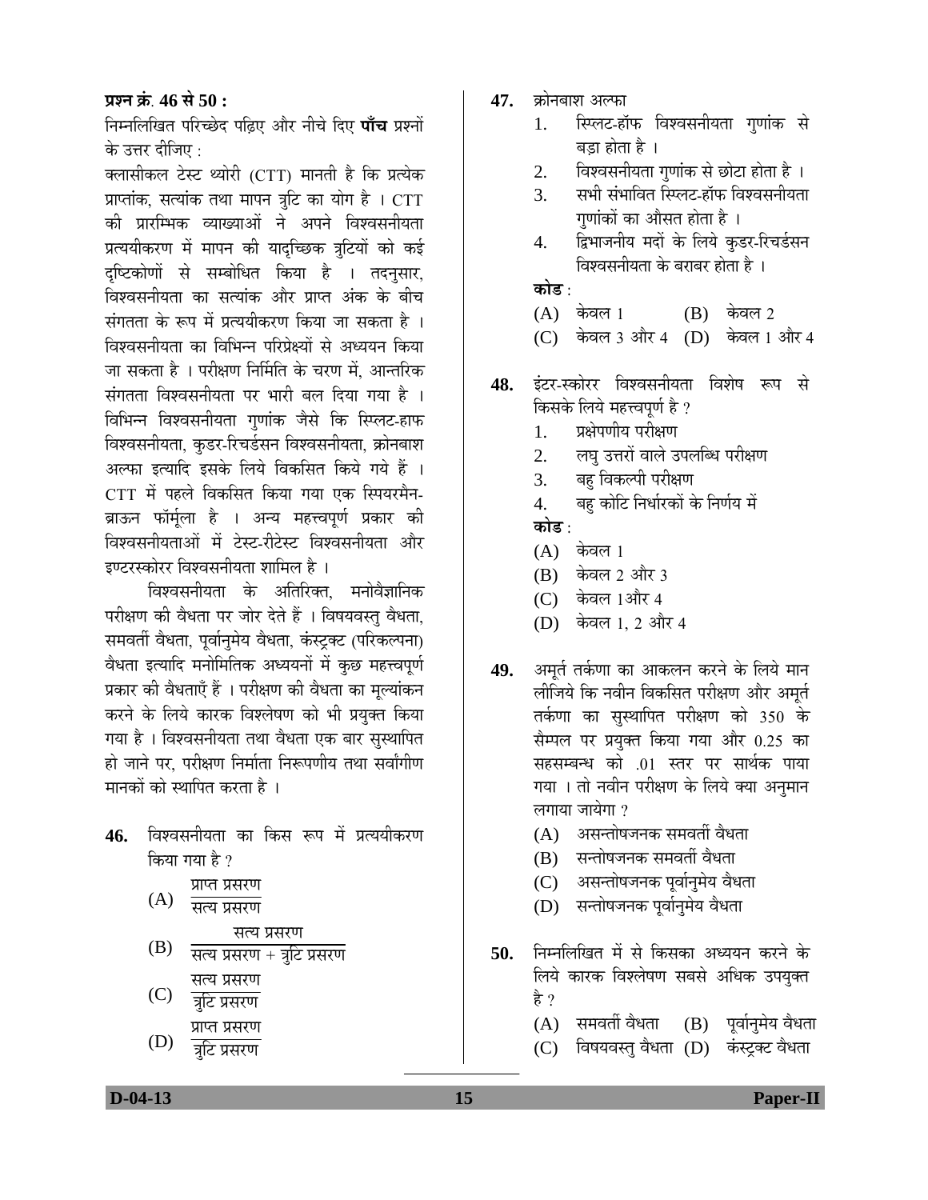**प्रश्न क्र. 46 से 50 :**

निम्नलिखित परिच्छेद पढ़िए और नीचे दिए **पाँच** प्रश्नों के उत्तर दीजिए :

क्लासीकल टेस्ट थ्योरी (CTT) मानती है कि प्रत्येक प्राप्तांक, सत्यांक तथा मापन त्रुटि का योग है । CTT की प्रारम्भिक व्याख्याओं ने अपने विश्वसनीयता प्रत्ययीकरण में मापन की यादृच्छिक त्रुटियों को कई दृष्टिकोणों से सम्बोधित किया है । तदनुसार, विश्वसनीयता का सत्यांक और प्राप्त अंक के बीच संगतता के रूप में प्रत्ययीकरण किया जा सकता है । विश्वसनीयता का विभिन्न परिप्रेक्ष्यों से अध्ययन किया जा सकता है । परीक्षण निर्मिति के चरण में, आन्तरिक संगतता विश्वसनीयता पर भारी बल दिया गया है । विभिन्न विश्वसनीयता गुणांक जैसे कि स्प्लिट-हाफ विश्वसनीयता, कुडर-रिचर्डसन विश्वसनीयता, क्रोनबाश अल्फा इत्यादि इसके लिये विकसित किये गये हैं । CTT में पहले विकसित किया गया एक स्पियरमैन-ब्राऊन फॉर्मूला है । अन्य महत्त्वपूर्ण प्रकार की विश्वसनीयताओं में टेस्ट-रीटेस्ट विश्वसनीयता और इण्टरस्कोरर विश्वसनीयता शामिल है ।

विश्वसनीयता के अतिरिक्त, मनोवैज्ञानिक परीक्षण की वैधता पर जोर देते हैं । विषयवस्तु वैधता, समवर्ती वैधता, पूर्वानुमेय वैधता, कंस्ट्रक्ट (परिकल्पना) वैधता इत्यादि मनोमितिक अध्ययनों में कुछ महत्त्वपूर्ण प्रकार की वैधताएँ हैं । परीक्षण की वैधता का मूल्यांकन करने के लिये कारक विश्लेषण को भी प्रयुक्त किया गया है । विश्वसनीयता तथा वैधता एक बार सुस्थापित हो जाने पर, परीक्षण निर्माता निरूपणीय तथा सर्वांगीण मानकों को स्थापित करता है ।

**46.** विश्वसनीयता का किस रूप में प्रत्ययीकरण किया गया है ?

(A) $\dfrac{\text{प्राप्त प्रसरण}}{\text{सत्य प्रसरण}}$

(B) $\dfrac{\text{सत्य प्रसरण}}{\text{सत्य प्रसरण + त्रुटि प्रसरण}}$

(C) $\dfrac{\text{सत्य प्रसरण}}{\text{त्रुटि प्रसरण}}$

(D) $\dfrac{\text{प्राप्त प्रसरण}}{\text{त्रुटि प्रसरण}}$

**47.** क्रोनबाश अल्फा

1. स्प्लिट-हॉफ विश्वसनीयता गुणांक से बड़ा होता है ।
2. विश्वसनीयता गुणांक से छोटा होता है ।
3. सभी संभावित स्प्लिट-हॉफ विश्वसनीयता गुणांकों का औसत होता है ।
4. द्विभाजनीय मदों के लिये कुडर-रिचर्डसन विश्वसनीयता के बराबर होता है ।

**कोड** :

(A) केवल 1 (B) केवल 2

(C) केवल 3 और 4 (D) केवल 1 और 4

**48.** इंटर-स्कोरर विश्वसनीयता विशेष रूप से किसके लिये महत्त्वपूर्ण है ?

1. प्रक्षेपणीय परीक्षण
2. लघु उत्तरों वाले उपलब्धि परीक्षण
3. बहु विकल्पी परीक्षण
4. बहु कोटि निर्धारकों के निर्णय में

**कोड** :

(A) केवल 1

(B) केवल 2 और 3

(C) केवल 1और 4

(D) केवल 1, 2 और 4

**49.** अमूर्त तर्कणा का आकलन करने के लिये मान लीजिये कि नवीन विकसित परीक्षण और अमूर्त तर्कणा का सुस्थापित परीक्षण को 350 के सैम्पल पर प्रयुक्त किया गया और 0.25 का सहसम्बन्ध को .01 स्तर पर सार्थक पाया गया । तो नवीन परीक्षण के लिये क्या अनुमान लगाया जायेगा ?

(A) असन्तोषजनक समवर्ती वैधता

(B) सन्तोषजनक समवर्ती वैधता

(C) असन्तोषजनक पूर्वानुमेय वैधता

(D) सन्तोषजनक पूर्वानुमेय वैधता

**50.** निम्नलिखित में से किसका अध्ययन करने के लिये कारक विश्लेषण सबसे अधिक उपयुक्त है ?

(A) समवर्ती वैधता (B) पूर्वानुमेय वैधता

(C) विषयवस्तु वैधता (D) कंस्ट्रक्ट वैधता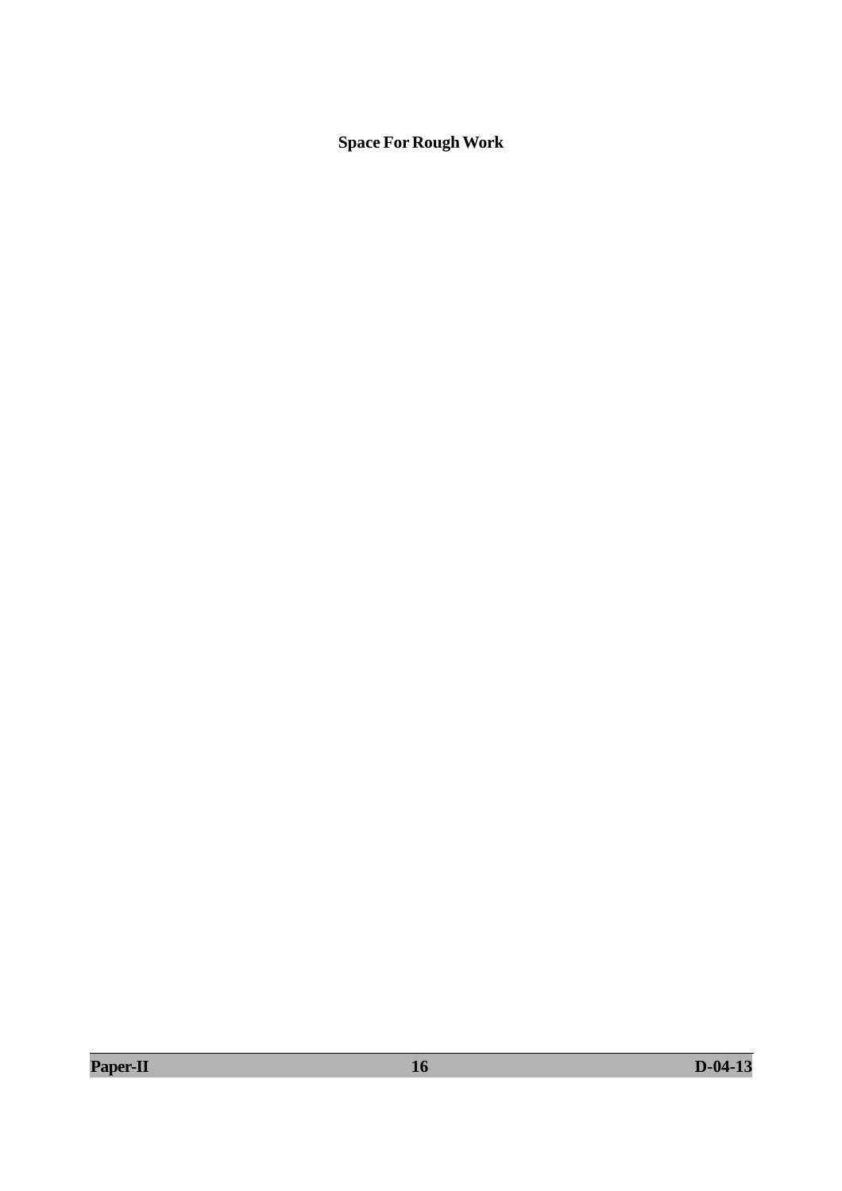**Space For Rough Work**